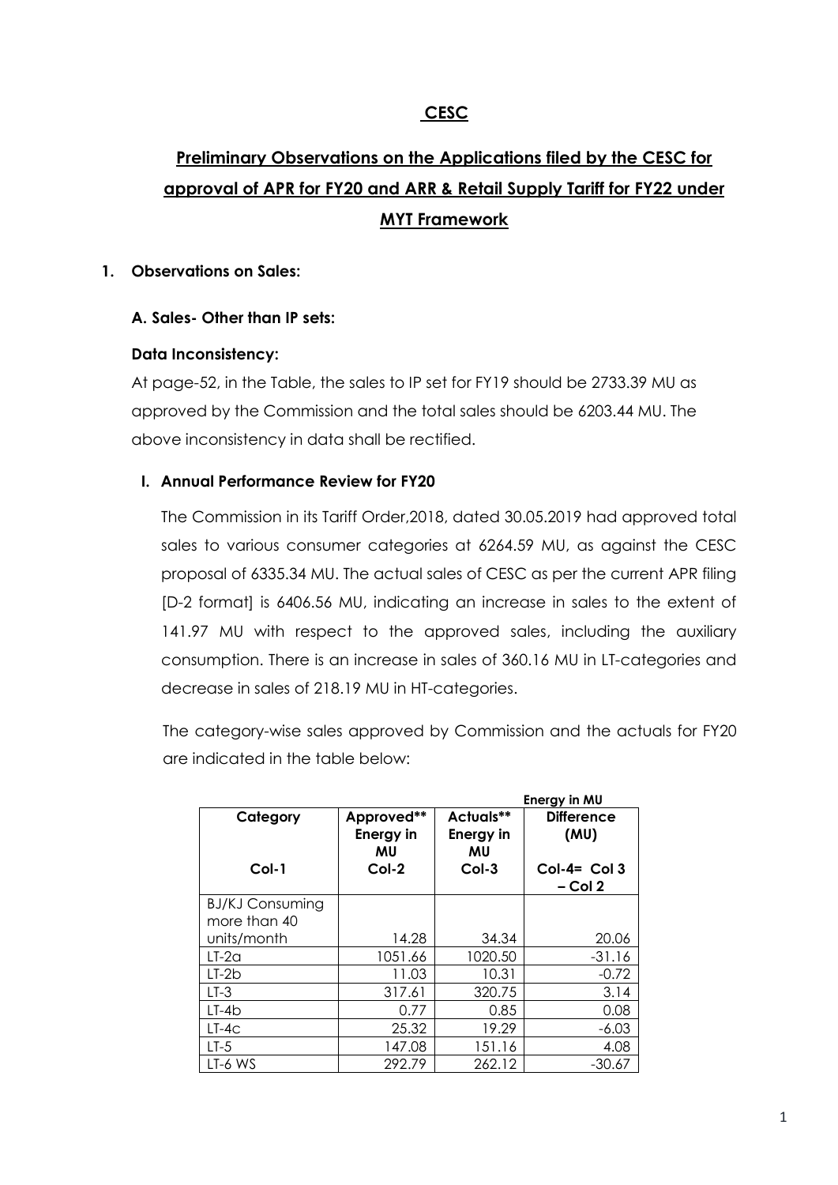# CESC

## Preliminary Observations on the Applications filed by the CESC for approval of APR for FY20 and ARR & Retail Supply Tariff for FY22 under MYT Framework

**1. Observations on Sales:**

**A. Sales- Other than IP sets:**

**Data Inconsistency:**

At page-52, in the Table, the sales to IP set for FY19 should be 2733.39 MU as approved by the Commission and the total sales should be 6203.44 MU. The above inconsistency in data shall be rectified.

**I. Annual Performance Review for FY20**

The Commission in its Tariff Order,2018, dated 30.05.2019 had approved total sales to various consumer categories at 6264.59 MU, as against the CESC proposal of 6335.34 MU. The actual sales of CESC as per the current APR filing [D-2 format] is 6406.56 MU, indicating an increase in sales to the extent of 141.97 MU with respect to the approved sales, including the auxiliary consumption. There is an increase in sales of 360.16 MU in LT-categories and decrease in sales of 218.19 MU in HT-categories.

The category-wise sales approved by Commission and the actuals for FY20 are indicated in the table below:

**Energy in MU**

| Category<br>Col-1 | Approved** Energy in MU<br>Col-2 | Actuals** Energy in MU<br>Col-3 | Difference (MU)<br>Col-4= Col 3 – Col 2 |
|---|---|---|---|
| BJ/KJ Consuming more than 40 units/month | 14.28 | 34.34 | 20.06 |
| LT-2a | 1051.66 | 1020.50 | -31.16 |
| LT-2b | 11.03 | 10.31 | -0.72 |
| LT-3 | 317.61 | 320.75 | 3.14 |
| LT-4b | 0.77 | 0.85 | 0.08 |
| LT-4c | 25.32 | 19.29 | -6.03 |
| LT-5 | 147.08 | 151.16 | 4.08 |
| LT-6 WS | 292.79 | 262.12 | -30.67 |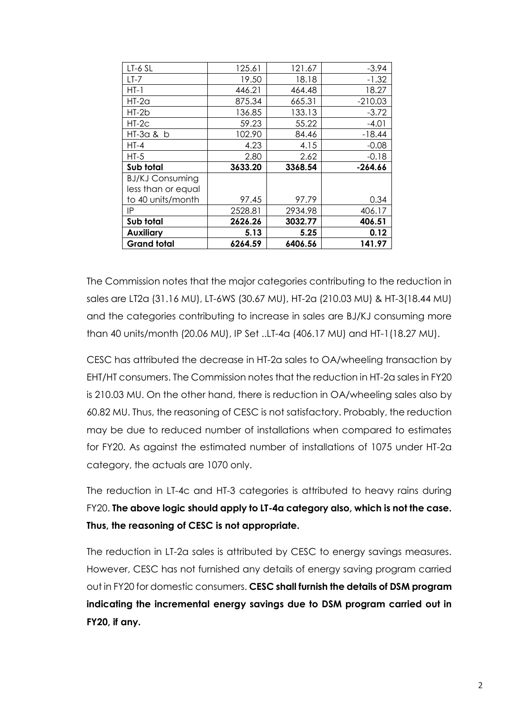| LT-6 SL | 125.61 | 121.67 | -3.94 |
|---|---|---|---|
| LT-7 | 19.50 | 18.18 | -1.32 |
| HT-1 | 446.21 | 464.48 | 18.27 |
| HT-2a | 875.34 | 665.31 | -210.03 |
| HT-2b | 136.85 | 133.13 | -3.72 |
| HT-2c | 59.23 | 55.22 | -4.01 |
| HT-3a & b | 102.90 | 84.46 | -18.44 |
| HT-4 | 4.23 | 4.15 | -0.08 |
| HT-5 | 2.80 | 2.62 | -0.18 |
| **Sub total** | **3633.20** | **3368.54** | **-264.66** |
| BJ/KJ Consuming less than or equal to 40 units/month | 97.45 | 97.79 | 0.34 |
| IP | 2528.81 | 2934.98 | 406.17 |
| **Sub total** | **2626.26** | **3032.77** | **406.51** |
| **Auxiliary** | **5.13** | **5.25** | **0.12** |
| **Grand total** | **6264.59** | **6406.56** | **141.97** |

The Commission notes that the major categories contributing to the reduction in sales are LT2a (31.16 MU), LT-6WS (30.67 MU), HT-2a (210.03 MU) & HT-3(18.44 MU) and the categories contributing to increase in sales are BJ/KJ consuming more than 40 units/month (20.06 MU), IP Set ..LT-4a (406.17 MU) and HT-1(18.27 MU).

CESC has attributed the decrease in HT-2a sales to OA/wheeling transaction by EHT/HT consumers. The Commission notes that the reduction in HT-2a sales in FY20 is 210.03 MU. On the other hand, there is reduction in OA/wheeling sales also by 60.82 MU. Thus, the reasoning of CESC is not satisfactory. Probably, the reduction may be due to reduced number of installations when compared to estimates for FY20. As against the estimated number of installations of 1075 under HT-2a category, the actuals are 1070 only.

The reduction in LT-4c and HT-3 categories is attributed to heavy rains during FY20. **The above logic should apply to LT-4a category also, which is not the case. Thus, the reasoning of CESC is not appropriate.**

The reduction in LT-2a sales is attributed by CESC to energy savings measures. However, CESC has not furnished any details of energy saving program carried out in FY20 for domestic consumers. **CESC shall furnish the details of DSM program indicating the incremental energy savings due to DSM program carried out in FY20, if any.**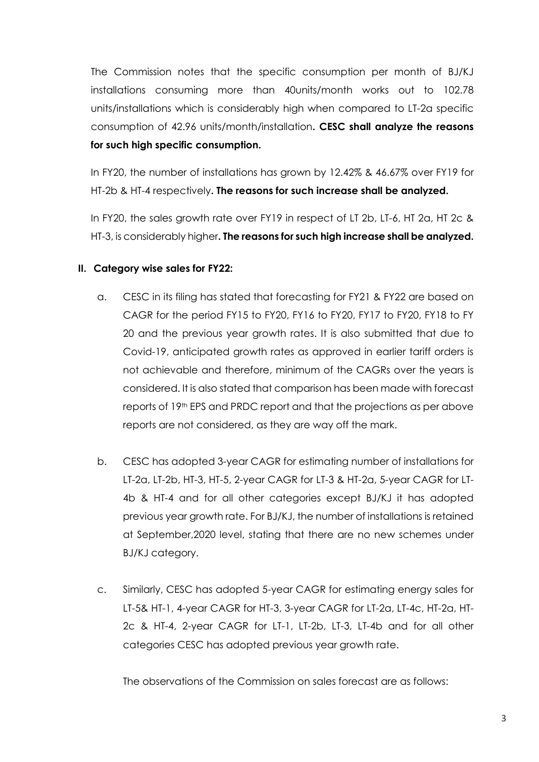The Commission notes that the specific consumption per month of BJ/KJ installations consuming more than 40units/month works out to 102.78 units/installations which is considerably high when compared to LT-2a specific consumption of 42.96 units/month/installation**. CESC shall analyze the reasons for such high specific consumption.**

In FY20, the number of installations has grown by 12.42% & 46.67% over FY19 for HT-2b & HT-4 respectively**. The reasons for such increase shall be analyzed.**

In FY20, the sales growth rate over FY19 in respect of LT 2b, LT-6, HT 2a, HT 2c & HT-3, is considerably higher**. The reasons for such high increase shall be analyzed.**

**II. Category wise sales for FY22:**

a. CESC in its filing has stated that forecasting for FY21 & FY22 are based on CAGR for the period FY15 to FY20, FY16 to FY20, FY17 to FY20, FY18 to FY 20 and the previous year growth rates. It is also submitted that due to Covid-19, anticipated growth rates as approved in earlier tariff orders is not achievable and therefore, minimum of the CAGRs over the years is considered. It is also stated that comparison has been made with forecast reports of 19th EPS and PRDC report and that the projections as per above reports are not considered, as they are way off the mark.

b. CESC has adopted 3-year CAGR for estimating number of installations for LT-2a, LT-2b, HT-3, HT-5, 2-year CAGR for LT-3 & HT-2a, 5-year CAGR for LT-4b & HT-4 and for all other categories except BJ/KJ it has adopted previous year growth rate. For BJ/KJ, the number of installations is retained at September,2020 level, stating that there are no new schemes under BJ/KJ category.

c. Similarly, CESC has adopted 5-year CAGR for estimating energy sales for LT-5& HT-1, 4-year CAGR for HT-3, 3-year CAGR for LT-2a, LT-4c, HT-2a, HT-2c & HT-4, 2-year CAGR for LT-1, LT-2b, LT-3, LT-4b and for all other categories CESC has adopted previous year growth rate.

The observations of the Commission on sales forecast are as follows: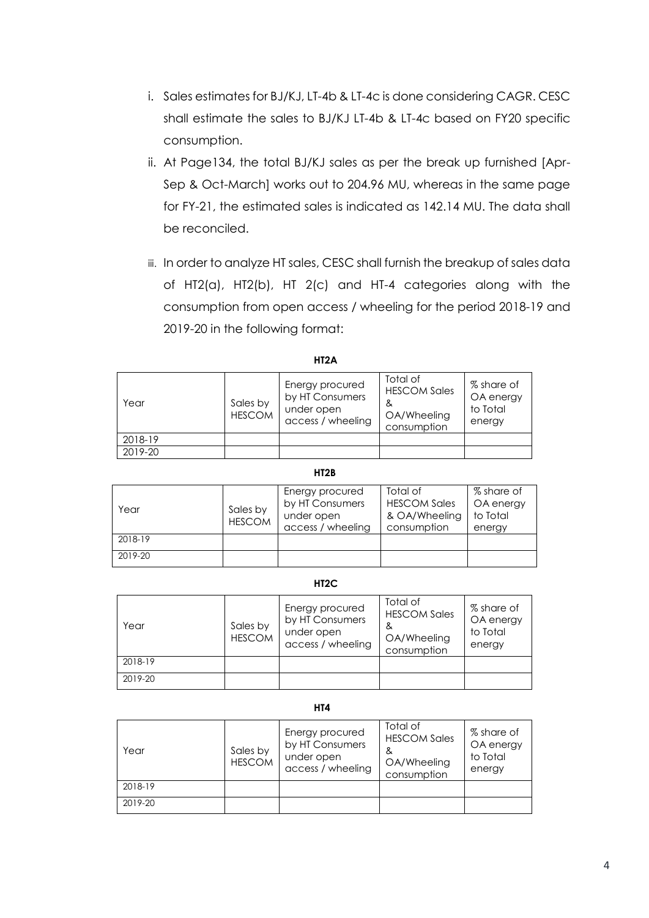i. Sales estimates for BJ/KJ, LT-4b & LT-4c is done considering CAGR. CESC shall estimate the sales to BJ/KJ LT-4b & LT-4c based on FY20 specific consumption.

ii. At Page134, the total BJ/KJ sales as per the break up furnished [Apr-Sep & Oct-March] works out to 204.96 MU, whereas in the same page for FY-21, the estimated sales is indicated as 142.14 MU. The data shall be reconciled.

iii. In order to analyze HT sales, CESC shall furnish the breakup of sales data of HT2(a), HT2(b), HT 2(c) and HT-4 categories along with the consumption from open access / wheeling for the period 2018-19 and 2019-20 in the following format:

**HT2A**

| Year | Sales by HESCOM | Energy procured by HT Consumers under open access / wheeling | Total of HESCOM Sales & OA/Wheeling consumption | % share of OA energy to Total energy |
|---|---|---|---|---|
| 2018-19 | | | | |
| 2019-20 | | | | |

**HT2B**

| Year | Sales by HESCOM | Energy procured by HT Consumers under open access / wheeling | Total of HESCOM Sales & OA/Wheeling consumption | % share of OA energy to Total energy |
|---|---|---|---|---|
| 2018-19 | | | | |
| 2019-20 | | | | |

**HT2C**

| Year | Sales by HESCOM | Energy procured by HT Consumers under open access / wheeling | Total of HESCOM Sales & OA/Wheeling consumption | % share of OA energy to Total energy |
|---|---|---|---|---|
| 2018-19 | | | | |
| 2019-20 | | | | |

**HT4**

| Year | Sales by HESCOM | Energy procured by HT Consumers under open access / wheeling | Total of HESCOM Sales & OA/Wheeling consumption | % share of OA energy to Total energy |
|---|---|---|---|---|
| 2018-19 | | | | |
| 2019-20 | | | | |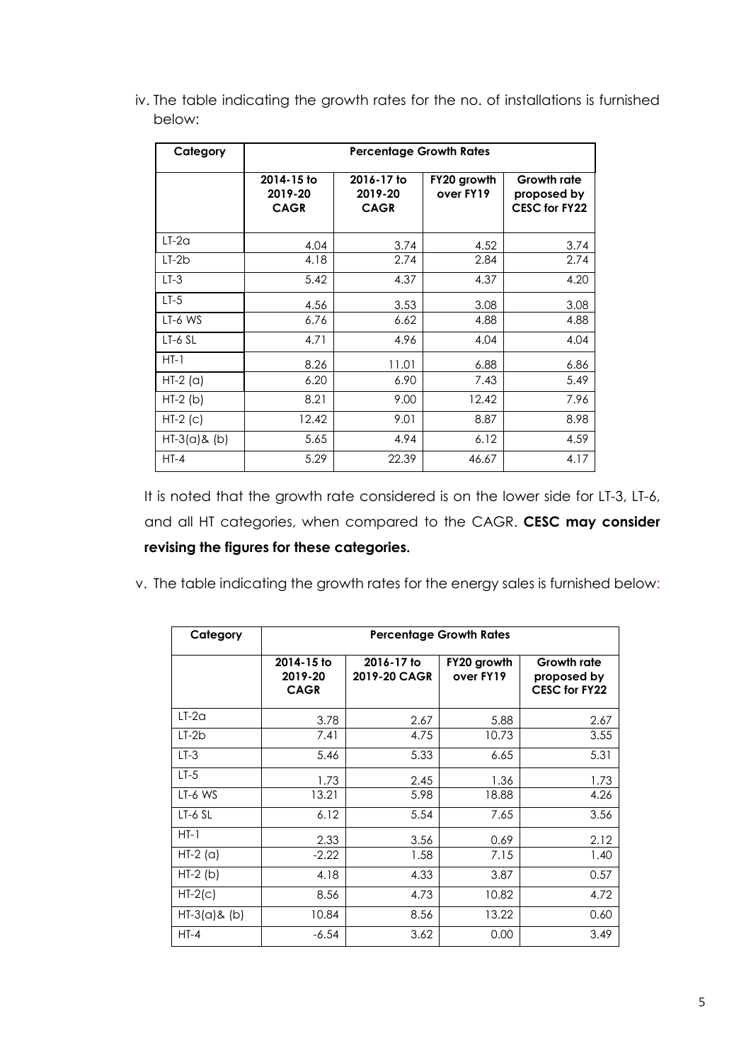iv. The table indicating the growth rates for the no. of installations is furnished below:

| Category | Percentage Growth Rates | | | |
|---|---|---|---|---|
| | 2014-15 to 2019-20 CAGR | 2016-17 to 2019-20 CAGR | FY20 growth over FY19 | Growth rate proposed by CESC for FY22 |
| LT-2a | 4.04 | 3.74 | 4.52 | 3.74 |
| LT-2b | 4.18 | 2.74 | 2.84 | 2.74 |
| LT-3 | 5.42 | 4.37 | 4.37 | 4.20 |
| LT-5 | 4.56 | 3.53 | 3.08 | 3.08 |
| LT-6 WS | 6.76 | 6.62 | 4.88 | 4.88 |
| LT-6 SL | 4.71 | 4.96 | 4.04 | 4.04 |
| HT-1 | 8.26 | 11.01 | 6.88 | 6.86 |
| HT-2 (a) | 6.20 | 6.90 | 7.43 | 5.49 |
| HT-2 (b) | 8.21 | 9.00 | 12.42 | 7.96 |
| HT-2 (c) | 12.42 | 9.01 | 8.87 | 8.98 |
| HT-3(a)& (b) | 5.65 | 4.94 | 6.12 | 4.59 |
| HT-4 | 5.29 | 22.39 | 46.67 | 4.17 |

It is noted that the growth rate considered is on the lower side for LT-3, LT-6, and all HT categories, when compared to the CAGR. **CESC may consider revising the figures for these categories.**

v. The table indicating the growth rates for the energy sales is furnished below:

| Category | Percentage Growth Rates | | | |
|---|---|---|---|---|
| | 2014-15 to 2019-20 CAGR | 2016-17 to 2019-20 CAGR | FY20 growth over FY19 | Growth rate proposed by CESC for FY22 |
| LT-2a | 3.78 | 2.67 | 5.88 | 2.67 |
| LT-2b | 7.41 | 4.75 | 10.73 | 3.55 |
| LT-3 | 5.46 | 5.33 | 6.65 | 5.31 |
| LT-5 | 1.73 | 2.45 | 1.36 | 1.73 |
| LT-6 WS | 13.21 | 5.98 | 18.88 | 4.26 |
| LT-6 SL | 6.12 | 5.54 | 7.65 | 3.56 |
| HT-1 | 2.33 | 3.56 | 0.69 | 2.12 |
| HT-2 (a) | -2.22 | 1.58 | 7.15 | 1.40 |
| HT-2 (b) | 4.18 | 4.33 | 3.87 | 0.57 |
| HT-2(c) | 8.56 | 4.73 | 10.82 | 4.72 |
| HT-3(a)& (b) | 10.84 | 8.56 | 13.22 | 0.60 |
| HT-4 | -6.54 | 3.62 | 0.00 | 3.49 |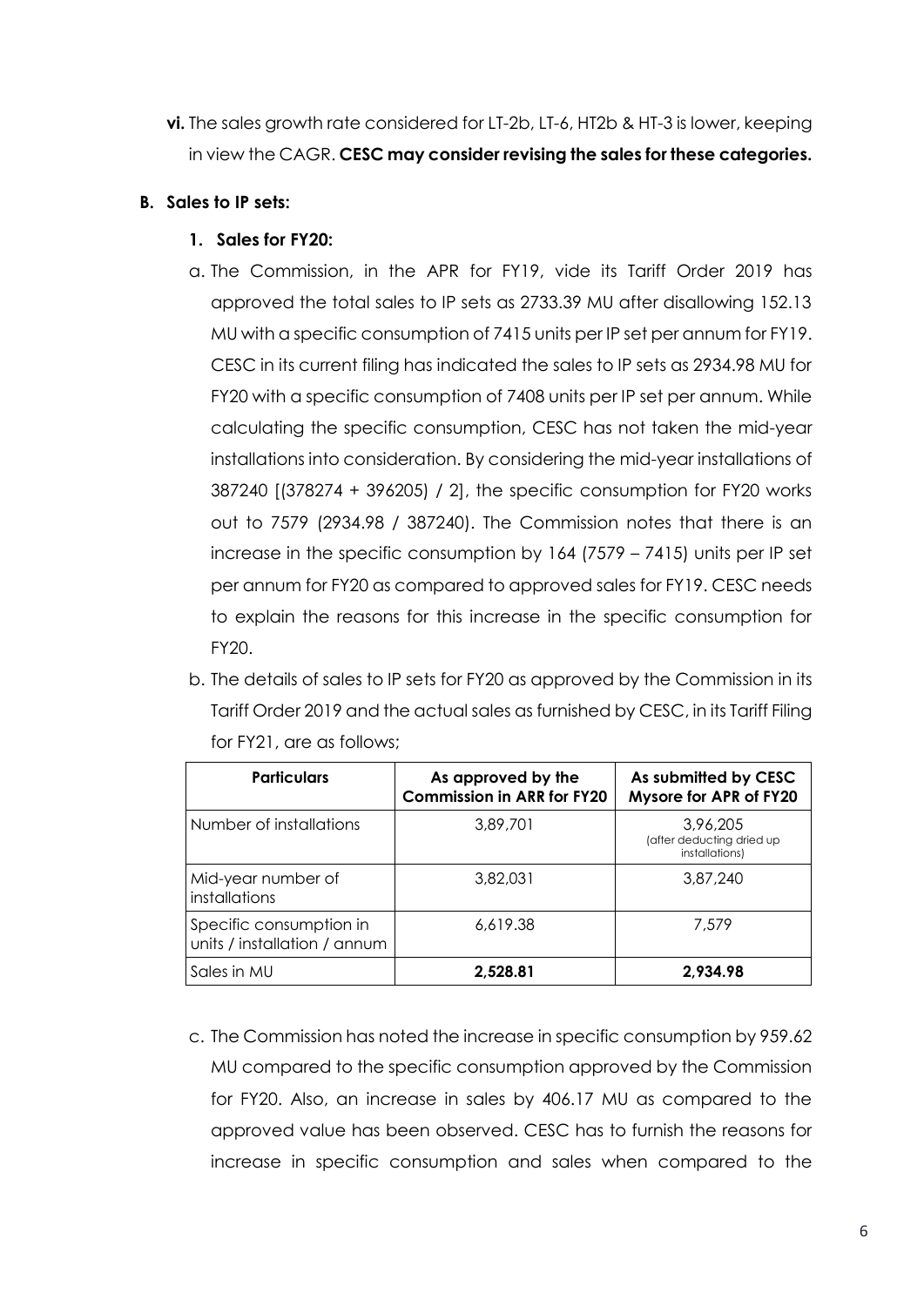**vi.** The sales growth rate considered for LT-2b, LT-6, HT2b & HT-3 is lower, keeping in view the CAGR. **CESC may consider revising the sales for these categories.**

**B. Sales to IP sets:**

**1. Sales for FY20:**

a. The Commission, in the APR for FY19, vide its Tariff Order 2019 has approved the total sales to IP sets as 2733.39 MU after disallowing 152.13 MU with a specific consumption of 7415 units per IP set per annum for FY19. CESC in its current filing has indicated the sales to IP sets as 2934.98 MU for FY20 with a specific consumption of 7408 units per IP set per annum. While calculating the specific consumption, CESC has not taken the mid-year installations into consideration. By considering the mid-year installations of 387240 [(378274 + 396205) / 2], the specific consumption for FY20 works out to 7579 (2934.98 / 387240). The Commission notes that there is an increase in the specific consumption by 164 (7579 – 7415) units per IP set per annum for FY20 as compared to approved sales for FY19. CESC needs to explain the reasons for this increase in the specific consumption for FY20.

b. The details of sales to IP sets for FY20 as approved by the Commission in its Tariff Order 2019 and the actual sales as furnished by CESC, in its Tariff Filing for FY21, are as follows;

| Particulars | As approved by the Commission in ARR for FY20 | As submitted by CESC Mysore for APR of FY20 |
|---|---|---|
| Number of installations | 3,89,701 | 3,96,205 (after deducting dried up installations) |
| Mid-year number of installations | 3,82,031 | 3,87,240 |
| Specific consumption in units / installation / annum | 6,619.38 | 7,579 |
| Sales in MU | **2,528.81** | **2,934.98** |

c. The Commission has noted the increase in specific consumption by 959.62 MU compared to the specific consumption approved by the Commission for FY20. Also, an increase in sales by 406.17 MU as compared to the approved value has been observed. CESC has to furnish the reasons for increase in specific consumption and sales when compared to the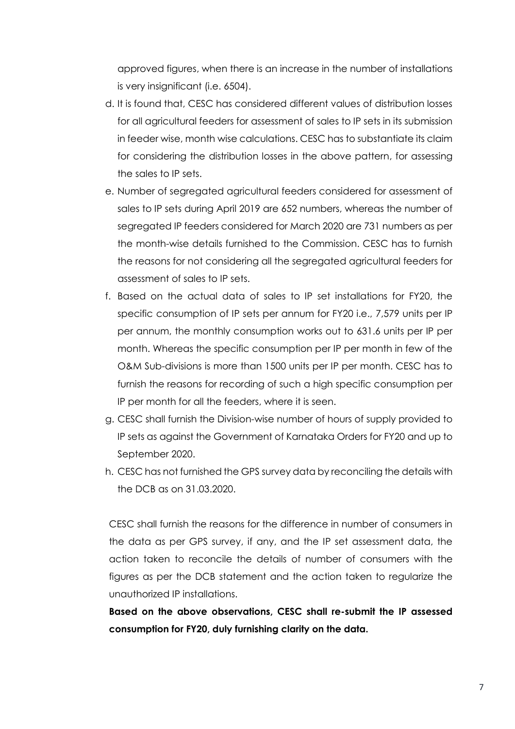approved figures, when there is an increase in the number of installations is very insignificant (i.e. 6504).

d. It is found that, CESC has considered different values of distribution losses for all agricultural feeders for assessment of sales to IP sets in its submission in feeder wise, month wise calculations. CESC has to substantiate its claim for considering the distribution losses in the above pattern, for assessing the sales to IP sets.

e. Number of segregated agricultural feeders considered for assessment of sales to IP sets during April 2019 are 652 numbers, whereas the number of segregated IP feeders considered for March 2020 are 731 numbers as per the month-wise details furnished to the Commission. CESC has to furnish the reasons for not considering all the segregated agricultural feeders for assessment of sales to IP sets.

f. Based on the actual data of sales to IP set installations for FY20, the specific consumption of IP sets per annum for FY20 i.e., 7,579 units per IP per annum, the monthly consumption works out to 631.6 units per IP per month. Whereas the specific consumption per IP per month in few of the O&M Sub-divisions is more than 1500 units per IP per month. CESC has to furnish the reasons for recording of such a high specific consumption per IP per month for all the feeders, where it is seen.

g. CESC shall furnish the Division-wise number of hours of supply provided to IP sets as against the Government of Karnataka Orders for FY20 and up to September 2020.

h. CESC has not furnished the GPS survey data by reconciling the details with the DCB as on 31.03.2020.

CESC shall furnish the reasons for the difference in number of consumers in the data as per GPS survey, if any, and the IP set assessment data, the action taken to reconcile the details of number of consumers with the figures as per the DCB statement and the action taken to regularize the unauthorized IP installations.

**Based on the above observations, CESC shall re-submit the IP assessed consumption for FY20, duly furnishing clarity on the data.**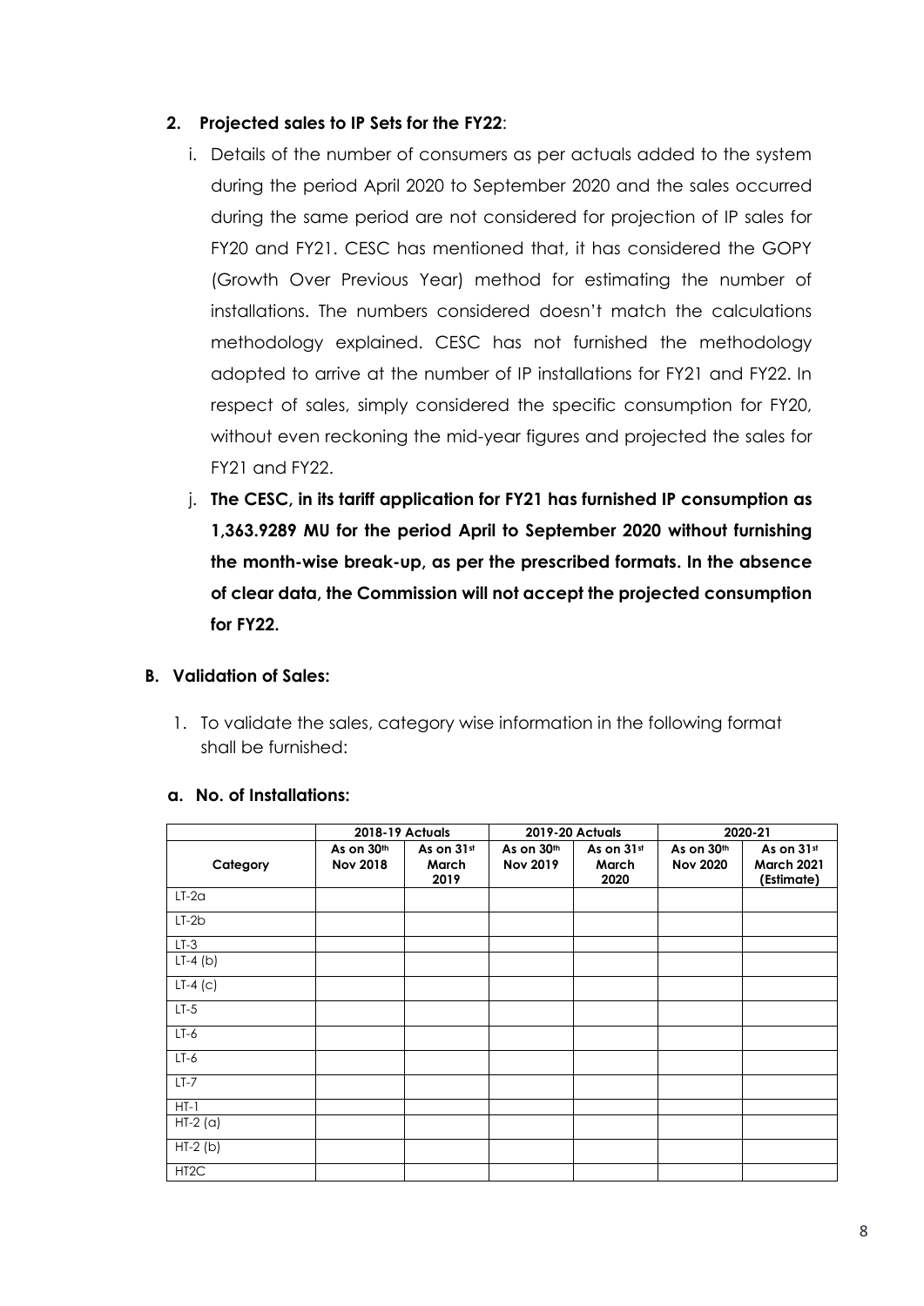### 2. Projected sales to IP Sets for the FY22:

i. Details of the number of consumers as per actuals added to the system during the period April 2020 to September 2020 and the sales occurred during the same period are not considered for projection of IP sales for FY20 and FY21. CESC has mentioned that, it has considered the GOPY (Growth Over Previous Year) method for estimating the number of installations. The numbers considered doesn't match the calculations methodology explained. CESC has not furnished the methodology adopted to arrive at the number of IP installations for FY21 and FY22. In respect of sales, simply considered the specific consumption for FY20, without even reckoning the mid-year figures and projected the sales for FY21 and FY22.

j. **The CESC, in its tariff application for FY21 has furnished IP consumption as 1,363.9289 MU for the period April to September 2020 without furnishing the month-wise break-up, as per the prescribed formats. In the absence of clear data, the Commission will not accept the projected consumption for FY22.**

## B. Validation of Sales:

1. To validate the sales, category wise information in the following format shall be furnished:

### a. No. of Installations:

| | 2018-19 Actuals | | 2019-20 Actuals | | 2020-21 | |
|---|---|---|---|---|---|---|
| Category | As on 30th Nov 2018 | As on 31st March 2019 | As on 30th Nov 2019 | As on 31st March 2020 | As on 30th Nov 2020 | As on 31st March 2021 (Estimate) |
| LT-2a | | | | | | |
| LT-2b | | | | | | |
| LT-3 | | | | | | |
| LT-4 (b) | | | | | | |
| LT-4 (c) | | | | | | |
| LT-5 | | | | | | |
| LT-6 | | | | | | |
| LT-6 | | | | | | |
| LT-7 | | | | | | |
| HT-1 | | | | | | |
| HT-2 (a) | | | | | | |
| HT-2 (b) | | | | | | |
| HT2C | | | | | | |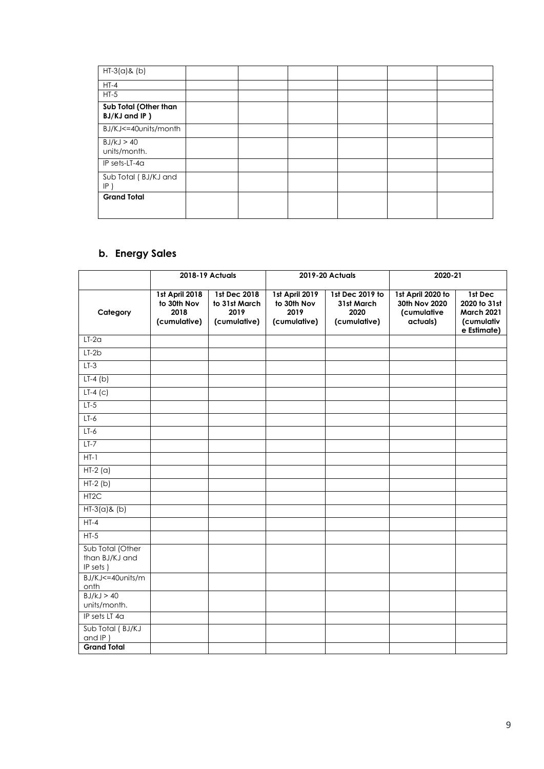| HT-3(a)& (b) | | | | | | |
|---|---|---|---|---|---|---|
| HT-4 | | | | | | |
| HT-5 | | | | | | |
| **Sub Total (Other than BJ/KJ and IP )** | | | | | | |
| BJ/KJ<=40units/month | | | | | | |
| BJ/kJ > 40 units/month. | | | | | | |
| IP sets-LT-4a | | | | | | |
| Sub Total ( BJ/KJ and IP ) | | | | | | |
| **Grand Total** | | | | | | |

## b. Energy Sales

| | **2018-19 Actuals** | | **2019-20 Actuals** | | **2020-21** | |
|---|---|---|---|---|---|---|
| **Category** | **1st April 2018 to 30th Nov 2018 (cumulative)** | **1st Dec 2018 to 31st March 2019 (cumulative)** | **1st April 2019 to 30th Nov 2019 (cumulative)** | **1st Dec 2019 to 31st March 2020 (cumulative)** | **1st April 2020 to 30th Nov 2020 (cumulative actuals)** | **1st Dec 2020 to 31st March 2021 (cumulative Estimate)** |
| LT-2a | | | | | | |
| LT-2b | | | | | | |
| LT-3 | | | | | | |
| LT-4 (b) | | | | | | |
| LT-4 (c) | | | | | | |
| LT-5 | | | | | | |
| LT-6 | | | | | | |
| LT-6 | | | | | | |
| LT-7 | | | | | | |
| HT-1 | | | | | | |
| HT-2 (a) | | | | | | |
| HT-2 (b) | | | | | | |
| HT2C | | | | | | |
| HT-3(a)& (b) | | | | | | |
| HT-4 | | | | | | |
| HT-5 | | | | | | |
| Sub Total (Other than BJ/KJ and IP sets ) | | | | | | |
| BJ/KJ<=40units/month | | | | | | |
| BJ/kJ > 40 units/month. | | | | | | |
| IP sets LT 4a | | | | | | |
| Sub Total ( BJ/KJ and IP ) | | | | | | |
| **Grand Total** | | | | | | |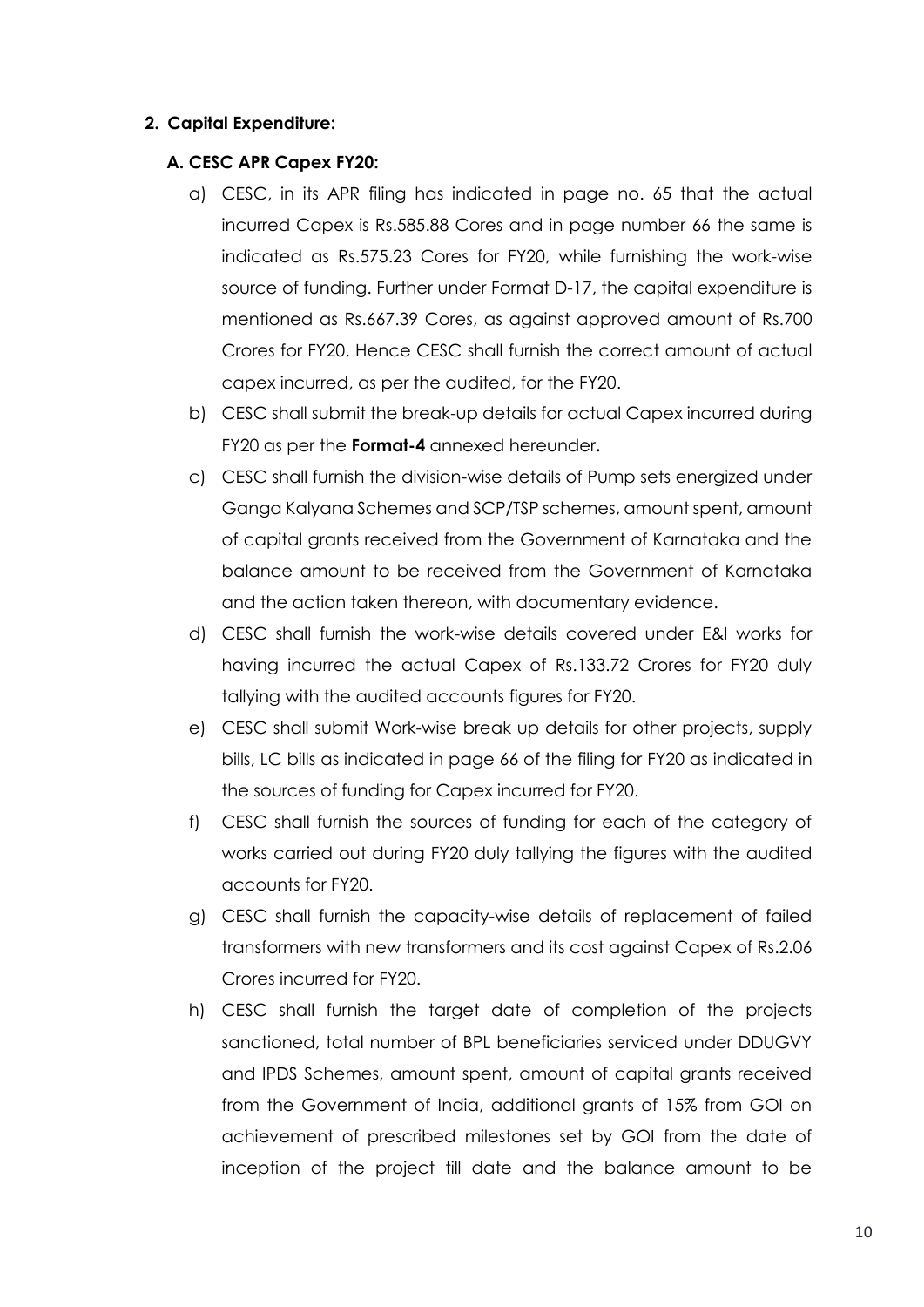**2. Capital Expenditure:**

**A. CESC APR Capex FY20:**

a) CESC, in its APR filing has indicated in page no. 65 that the actual incurred Capex is Rs.585.88 Cores and in page number 66 the same is indicated as Rs.575.23 Cores for FY20, while furnishing the work-wise source of funding. Further under Format D-17, the capital expenditure is mentioned as Rs.667.39 Cores, as against approved amount of Rs.700 Crores for FY20. Hence CESC shall furnish the correct amount of actual capex incurred, as per the audited, for the FY20.

b) CESC shall submit the break-up details for actual Capex incurred during FY20 as per the **Format-4** annexed hereunder**.**

c) CESC shall furnish the division-wise details of Pump sets energized under Ganga Kalyana Schemes and SCP/TSP schemes, amount spent, amount of capital grants received from the Government of Karnataka and the balance amount to be received from the Government of Karnataka and the action taken thereon, with documentary evidence.

d) CESC shall furnish the work-wise details covered under E&I works for having incurred the actual Capex of Rs.133.72 Crores for FY20 duly tallying with the audited accounts figures for FY20.

e) CESC shall submit Work-wise break up details for other projects, supply bills, LC bills as indicated in page 66 of the filing for FY20 as indicated in the sources of funding for Capex incurred for FY20.

f) CESC shall furnish the sources of funding for each of the category of works carried out during FY20 duly tallying the figures with the audited accounts for FY20.

g) CESC shall furnish the capacity-wise details of replacement of failed transformers with new transformers and its cost against Capex of Rs.2.06 Crores incurred for FY20.

h) CESC shall furnish the target date of completion of the projects sanctioned, total number of BPL beneficiaries serviced under DDUGVY and IPDS Schemes, amount spent, amount of capital grants received from the Government of India, additional grants of 15% from GOI on achievement of prescribed milestones set by GOI from the date of inception of the project till date and the balance amount to be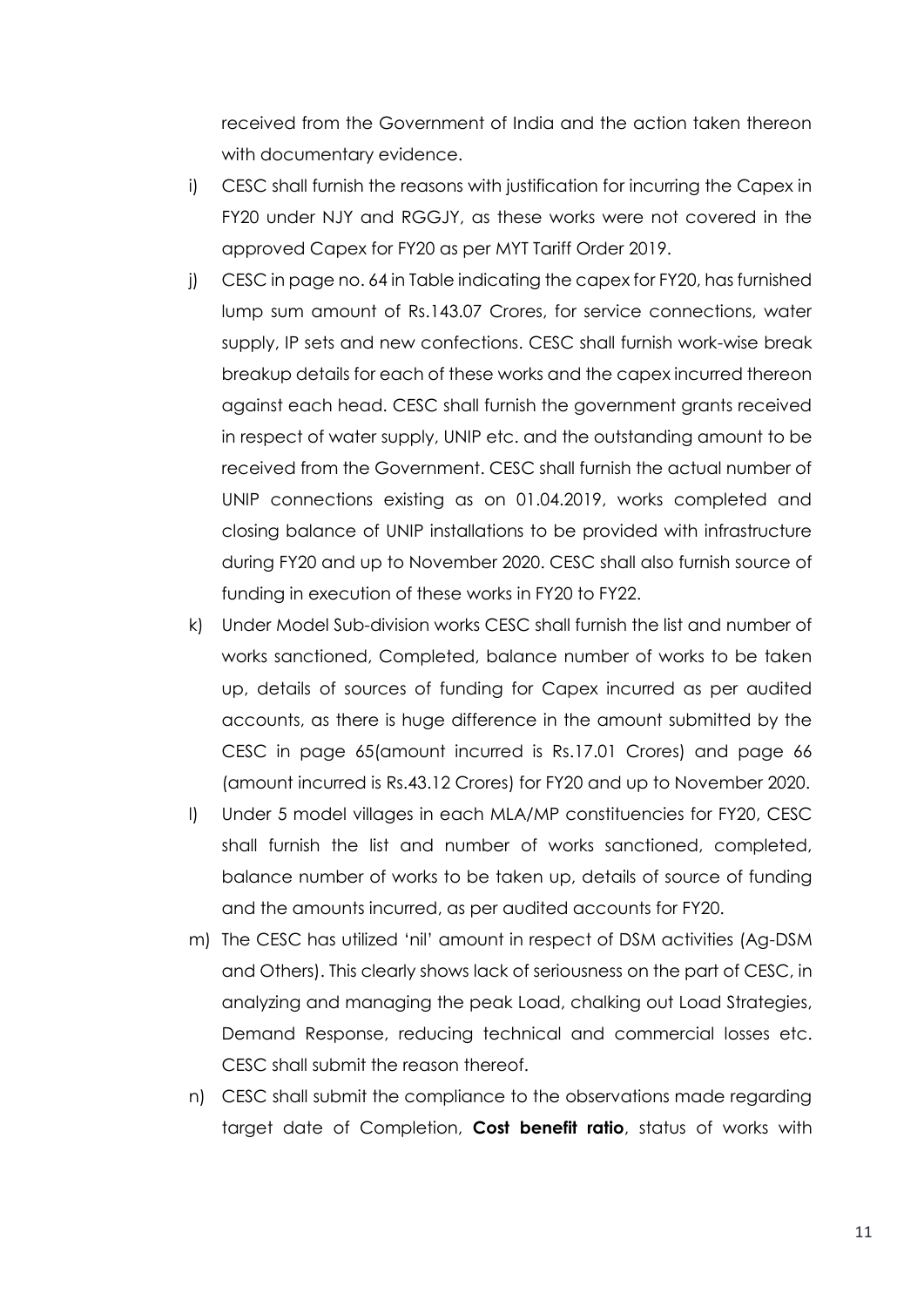received from the Government of India and the action taken thereon with documentary evidence.

i) CESC shall furnish the reasons with justification for incurring the Capex in FY20 under NJY and RGGJY, as these works were not covered in the approved Capex for FY20 as per MYT Tariff Order 2019.

j) CESC in page no. 64 in Table indicating the capex for FY20, has furnished lump sum amount of Rs.143.07 Crores, for service connections, water supply, IP sets and new confections. CESC shall furnish work-wise break breakup details for each of these works and the capex incurred thereon against each head. CESC shall furnish the government grants received in respect of water supply, UNIP etc. and the outstanding amount to be received from the Government. CESC shall furnish the actual number of UNIP connections existing as on 01.04.2019, works completed and closing balance of UNIP installations to be provided with infrastructure during FY20 and up to November 2020. CESC shall also furnish source of funding in execution of these works in FY20 to FY22.

k) Under Model Sub-division works CESC shall furnish the list and number of works sanctioned, Completed, balance number of works to be taken up, details of sources of funding for Capex incurred as per audited accounts, as there is huge difference in the amount submitted by the CESC in page 65(amount incurred is Rs.17.01 Crores) and page 66 (amount incurred is Rs.43.12 Crores) for FY20 and up to November 2020.

l) Under 5 model villages in each MLA/MP constituencies for FY20, CESC shall furnish the list and number of works sanctioned, completed, balance number of works to be taken up, details of source of funding and the amounts incurred, as per audited accounts for FY20.

m) The CESC has utilized 'nil' amount in respect of DSM activities (Ag-DSM and Others). This clearly shows lack of seriousness on the part of CESC, in analyzing and managing the peak Load, chalking out Load Strategies, Demand Response, reducing technical and commercial losses etc. CESC shall submit the reason thereof.

n) CESC shall submit the compliance to the observations made regarding target date of Completion, **Cost benefit ratio**, status of works with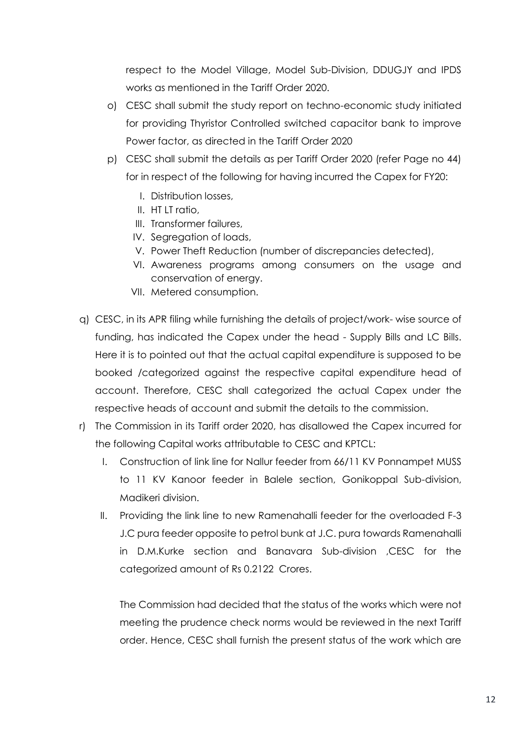respect to the Model Village, Model Sub-Division, DDUGJY and IPDS works as mentioned in the Tariff Order 2020.

o) CESC shall submit the study report on techno-economic study initiated for providing Thyristor Controlled switched capacitor bank to improve Power factor, as directed in the Tariff Order 2020

p) CESC shall submit the details as per Tariff Order 2020 (refer Page no 44) for in respect of the following for having incurred the Capex for FY20:

   I. Distribution losses,
   II. HT LT ratio,
   III. Transformer failures,
   IV. Segregation of loads,
   V. Power Theft Reduction (number of discrepancies detected),
   VI. Awareness programs among consumers on the usage and conservation of energy.
   VII. Metered consumption.

q) CESC, in its APR filing while furnishing the details of project/work- wise source of funding, has indicated the Capex under the head - Supply Bills and LC Bills. Here it is to pointed out that the actual capital expenditure is supposed to be booked /categorized against the respective capital expenditure head of account. Therefore, CESC shall categorized the actual Capex under the respective heads of account and submit the details to the commission.

r) The Commission in its Tariff order 2020, has disallowed the Capex incurred for the following Capital works attributable to CESC and KPTCL:

   I. Construction of link line for Nallur feeder from 66/11 KV Ponnampet MUSS to 11 KV Kanoor feeder in Balele section, Gonikoppal Sub-division, Madikeri division.
   II. Providing the link line to new Ramenahalli feeder for the overloaded F-3 J.C pura feeder opposite to petrol bunk at J.C. pura towards Ramenahalli in D.M.Kurke section and Banavara Sub-division ,CESC for the categorized amount of Rs 0.2122 Crores.

   The Commission had decided that the status of the works which were not meeting the prudence check norms would be reviewed in the next Tariff order. Hence, CESC shall furnish the present status of the work which are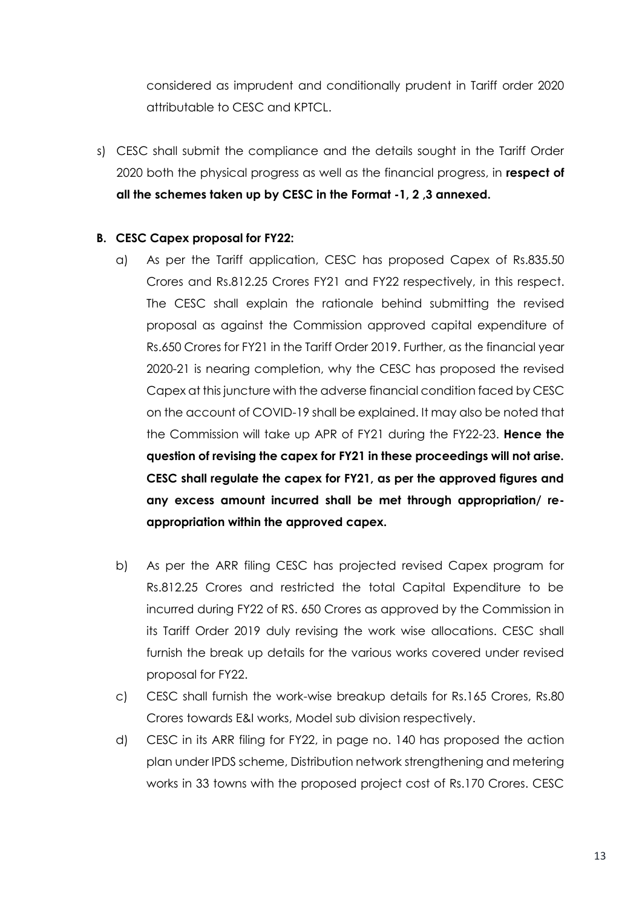considered as imprudent and conditionally prudent in Tariff order 2020 attributable to CESC and KPTCL.

s) CESC shall submit the compliance and the details sought in the Tariff Order 2020 both the physical progress as well as the financial progress, in **respect of all the schemes taken up by CESC in the Format -1, 2 ,3 annexed.**

**B. CESC Capex proposal for FY22:**

a) As per the Tariff application, CESC has proposed Capex of Rs.835.50 Crores and Rs.812.25 Crores FY21 and FY22 respectively, in this respect. The CESC shall explain the rationale behind submitting the revised proposal as against the Commission approved capital expenditure of Rs.650 Crores for FY21 in the Tariff Order 2019. Further, as the financial year 2020-21 is nearing completion, why the CESC has proposed the revised Capex at this juncture with the adverse financial condition faced by CESC on the account of COVID-19 shall be explained. It may also be noted that the Commission will take up APR of FY21 during the FY22-23. **Hence the question of revising the capex for FY21 in these proceedings will not arise. CESC shall regulate the capex for FY21, as per the approved figures and any excess amount incurred shall be met through appropriation/ re-appropriation within the approved capex.**

b) As per the ARR filing CESC has projected revised Capex program for Rs.812.25 Crores and restricted the total Capital Expenditure to be incurred during FY22 of RS. 650 Crores as approved by the Commission in its Tariff Order 2019 duly revising the work wise allocations. CESC shall furnish the break up details for the various works covered under revised proposal for FY22.

c) CESC shall furnish the work-wise breakup details for Rs.165 Crores, Rs.80 Crores towards E&I works, Model sub division respectively.

d) CESC in its ARR filing for FY22, in page no. 140 has proposed the action plan under IPDS scheme, Distribution network strengthening and metering works in 33 towns with the proposed project cost of Rs.170 Crores. CESC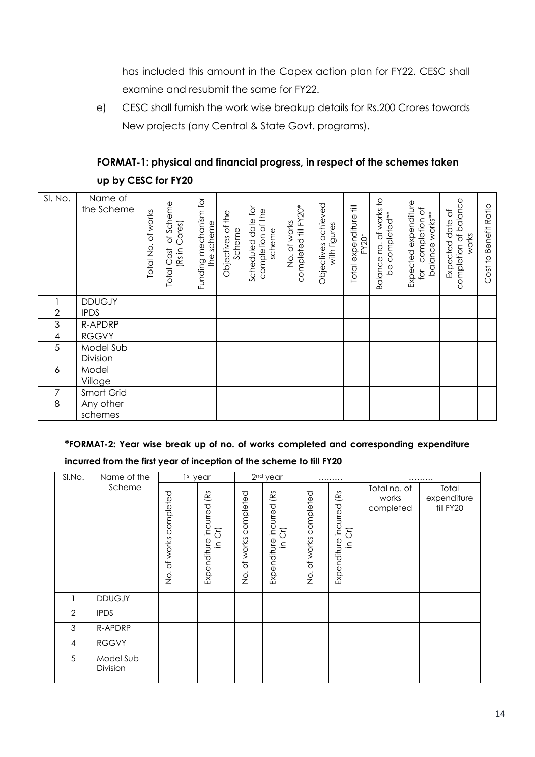has included this amount in the Capex action plan for FY22. CESC shall examine and resubmit the same for FY22.

e) CESC shall furnish the work wise breakup details for Rs.200 Crores towards New projects (any Central & State Govt. programs).

**FORMAT-1: physical and financial progress, in respect of the schemes taken up by CESC for FY20**

| Sl. No. | Name of the Scheme | Total No. of works | Total Cost of Scheme (Rs in Cores) | Funding mechanism for the scheme | Objectives of the Scheme | Scheduled date for completion of the scheme | No. of works completed till FY20* | Objectives achieved with figures | Total expenditure till FY20* | Balance no. of works to be completed** | Expected expenditure for completion of balance works** | Expected date of completion of balance works | Cost to Benefit Ratio |
|---|---|---|---|---|---|---|---|---|---|---|---|---|---|
| 1 | DDUGJY | | | | | | | | | | | | |
| 2 | IPDS | | | | | | | | | | | | |
| 3 | R-APDRP | | | | | | | | | | | | |
| 4 | RGGVY | | | | | | | | | | | | |
| 5 | Model Sub Division | | | | | | | | | | | | |
| 6 | Model Village | | | | | | | | | | | | |
| 7 | Smart Grid | | | | | | | | | | | | |
| 8 | Any other schemes | | | | | | | | | | | | |

**\*FORMAT-2: Year wise break up of no. of works completed and corresponding expenditure incurred from the first year of inception of the scheme to till FY20**

| Sl.No. | Name of the Scheme | 1st year | | 2nd year | | ……… | | ……… | |
|---|---|---|---|---|---|---|---|---|---|
| | | No. of works completed | Expenditure incurred (Rs in Cr) | No. of works completed | Expenditure incurred (Rs in Cr) | No. of works completed | Expenditure incurred (Rs in Cr) | Total no. of works completed | Total expenditure till FY20 |
| 1 | DDUGJY | | | | | | | | |
| 2 | IPDS | | | | | | | | |
| 3 | R-APDRP | | | | | | | | |
| 4 | RGGVY | | | | | | | | |
| 5 | Model Sub Division | | | | | | | | |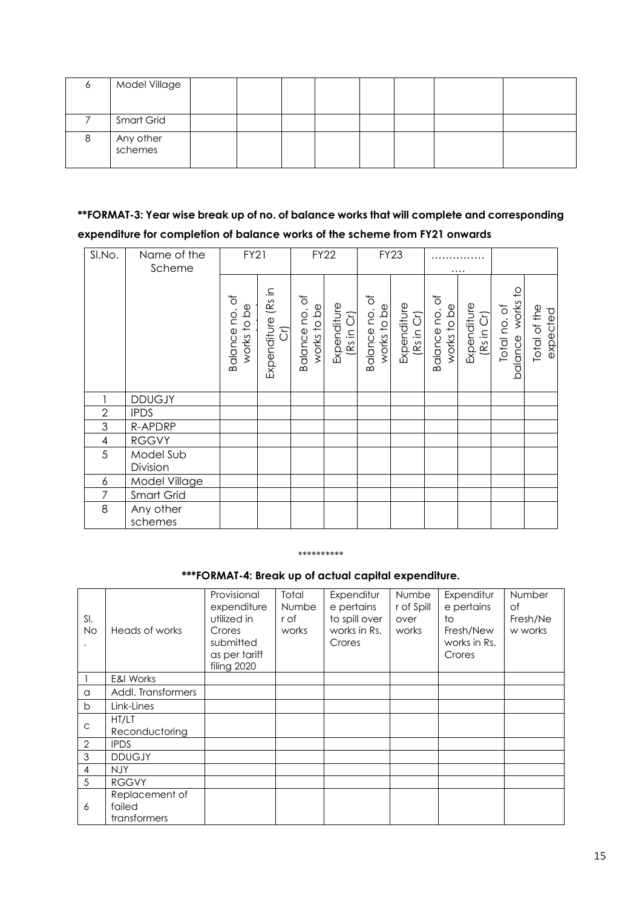| 6 | Model Village | | | | | | | | |
|---|---|---|---|---|---|---|---|---|---|
| 7 | Smart Grid | | | | | | | | |
| 8 | Any other schemes | | | | | | | | |

**\*\*FORMAT-3: Year wise break up of no. of balance works that will complete and corresponding expenditure for completion of balance works of the scheme from FY21 onwards**

| Sl.No. | Name of the Scheme | FY21 | | FY22 | | FY23 | | ……………. …. | | | |
|---|---|---|---|---|---|---|---|---|---|---|---|
| | | Balance no. of works to be | Expenditure (Rs in Cr) | Balance no. of works to be | Expenditure (Rs in Cr) | Balance no. of works to be | Expenditure (Rs in Cr) | Balance no. of works to be | Expenditure (Rs in Cr) | Total no. of balance works to | Total of the expected |
| 1 | DDUGJY | | | | | | | | | | |
| 2 | IPDS | | | | | | | | | | |
| 3 | R-APDRP | | | | | | | | | | |
| 4 | RGGVY | | | | | | | | | | |
| 5 | Model Sub Division | | | | | | | | | | |
| 6 | Model Village | | | | | | | | | | |
| 7 | Smart Grid | | | | | | | | | | |
| 8 | Any other schemes | | | | | | | | | | |

\*\*\*\*\*\*\*\*\*\*

**\*\*\*FORMAT-4: Break up of actual capital expenditure.**

| Sl. No. | Heads of works | Provisional expenditure utilized in Crores submitted as per tariff filing 2020 | Total Number of works | Expenditure pertains to spill over works in Rs. Crores | Number of Spill over works | Expenditure pertains to Fresh/New works in Rs. Crores | Number of Fresh/New works |
|---|---|---|---|---|---|---|---|
| 1 | E&I Works | | | | | | |
| a | Addl. Transformers | | | | | | |
| b | Link-Lines | | | | | | |
| c | HT/LT Reconductoring | | | | | | |
| 2 | IPDS | | | | | | |
| 3 | DDUGJY | | | | | | |
| 4 | NJY | | | | | | |
| 5 | RGGVY | | | | | | |
| 6 | Replacement of failed transformers | | | | | | |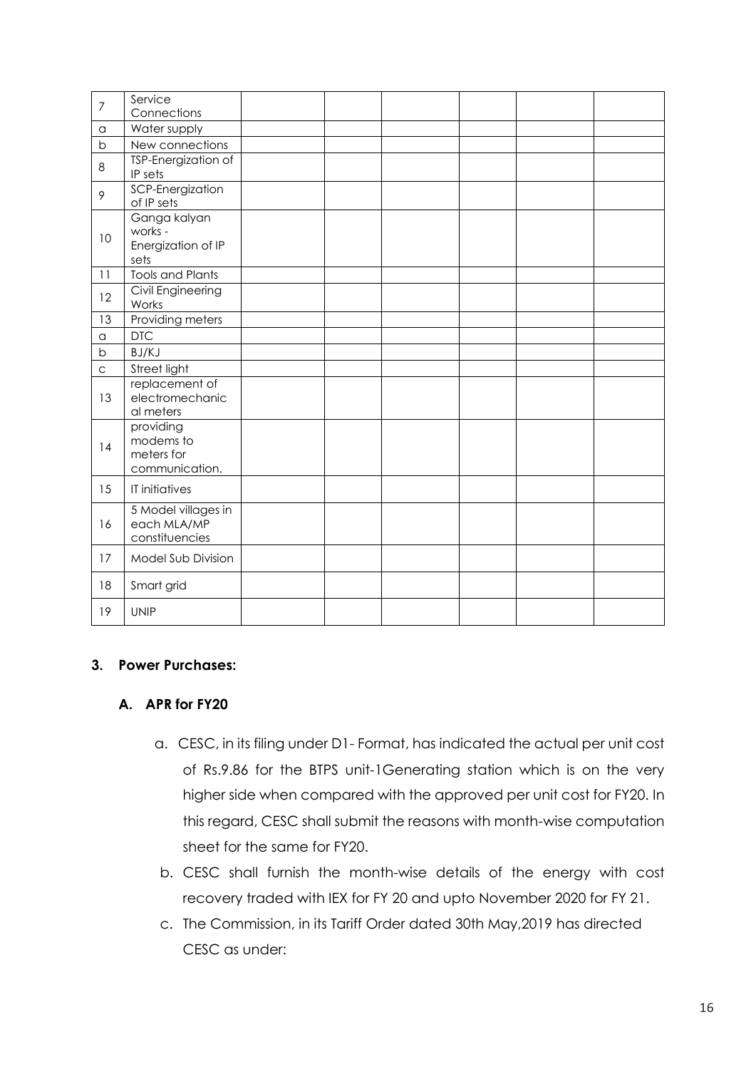| 7 | Service Connections | | | | | | |
|---|---|---|---|---|---|---|---|
| a | Water supply | | | | | | |
| b | New connections | | | | | | |
| 8 | TSP-Energization of IP sets | | | | | | |
| 9 | SCP-Energization of IP sets | | | | | | |
| 10 | Ganga kalyan works - Energization of IP sets | | | | | | |
| 11 | Tools and Plants | | | | | | |
| 12 | Civil Engineering Works | | | | | | |
| 13 | Providing meters | | | | | | |
| a | DTC | | | | | | |
| b | BJ/KJ | | | | | | |
| c | Street light | | | | | | |
| 13 | replacement of electromechanical meters | | | | | | |
| 14 | providing modems to meters for communication. | | | | | | |
| 15 | IT initiatives | | | | | | |
| 16 | 5 Model villages in each MLA/MP constituencies | | | | | | |
| 17 | Model Sub Division | | | | | | |
| 18 | Smart grid | | | | | | |
| 19 | UNIP | | | | | | |

**3. Power Purchases:**

**A. APR for FY20**

a. CESC, in its filing under D1- Format, has indicated the actual per unit cost of Rs.9.86 for the BTPS unit-1Generating station which is on the very higher side when compared with the approved per unit cost for FY20. In this regard, CESC shall submit the reasons with month-wise computation sheet for the same for FY20.

b. CESC shall furnish the month-wise details of the energy with cost recovery traded with IEX for FY 20 and upto November 2020 for FY 21.

c. The Commission, in its Tariff Order dated 30th May,2019 has directed CESC as under: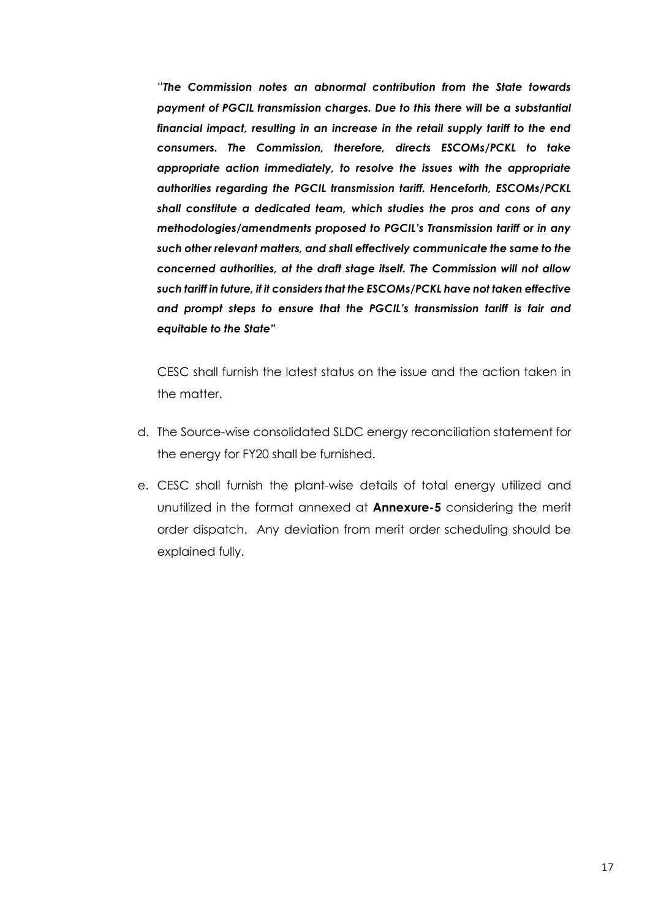"***The Commission notes an abnormal contribution from the State towards payment of PGCIL transmission charges. Due to this there will be a substantial financial impact, resulting in an increase in the retail supply tariff to the end consumers. The Commission, therefore, directs ESCOMs/PCKL to take appropriate action immediately, to resolve the issues with the appropriate authorities regarding the PGCIL transmission tariff. Henceforth, ESCOMs/PCKL shall constitute a dedicated team, which studies the pros and cons of any methodologies/amendments proposed to PGCIL's Transmission tariff or in any such other relevant matters, and shall effectively communicate the same to the concerned authorities, at the draft stage itself. The Commission will not allow such tariff in future, if it considers that the ESCOMs/PCKL have not taken effective and prompt steps to ensure that the PGCIL's transmission tariff is fair and equitable to the State"***

CESC shall furnish the latest status on the issue and the action taken in the matter.

d. The Source-wise consolidated SLDC energy reconciliation statement for the energy for FY20 shall be furnished.

e. CESC shall furnish the plant-wise details of total energy utilized and unutilized in the format annexed at **Annexure-5** considering the merit order dispatch. Any deviation from merit order scheduling should be explained fully.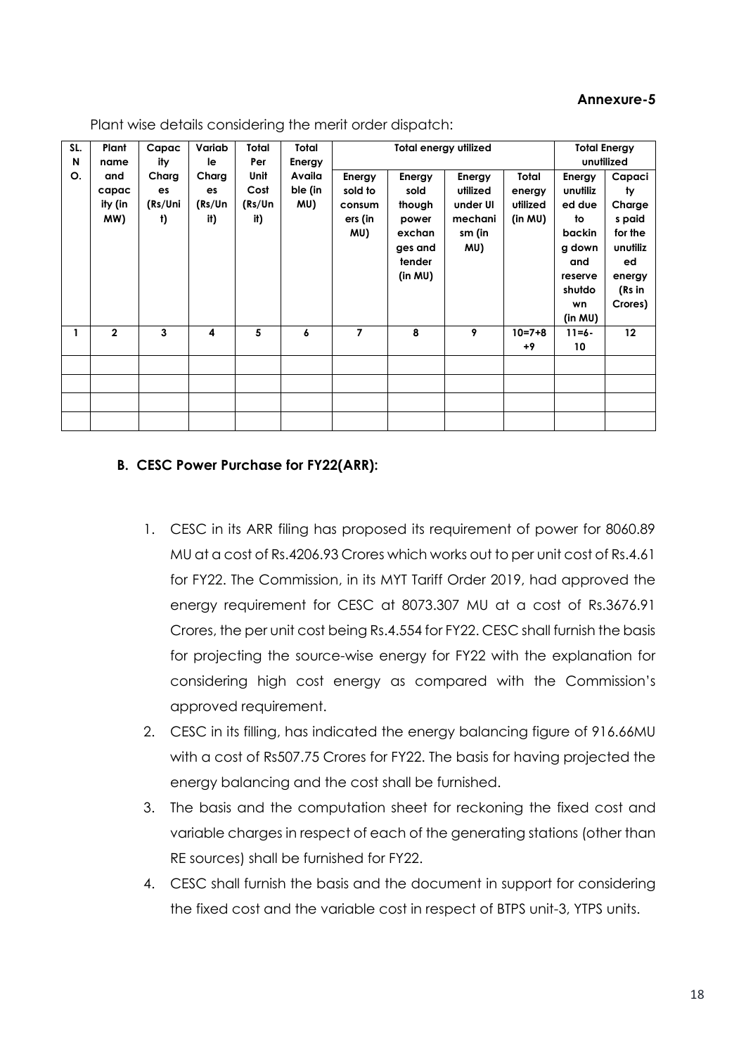**Annexure-5**

Plant wise details considering the merit order dispatch:

| SL. NO. | Plant name and capacity (in MW) | Capacity Charges (Rs/Unit) | Variable Charges (Rs/Unit) | Total Unit Cost Per (Rs/Unit) | Total Energy Available (in MU) | Total energy utilized | | | | Total Energy unutilized | |
|---|---|---|---|---|---|---|---|---|---|---|---|
| | | | | | | Energy sold to consumers (in MU) | Energy sold though power exchanges and tender (in MU) | Energy utilized under UI mechanism (in MU) | Total energy utilized (in MU) | Energy unutilized due to backing down and reserve shutdown (in MU) | Capacity Charges paid for the unutilized energy (Rs in Crores) |
| 1 | 2 | 3 | 4 | 5 | 6 | 7 | 8 | 9 | 10=7+8+9 | 11=6-10 | 12 |
| | | | | | | | | | | | |
| | | | | | | | | | | | |
| | | | | | | | | | | | |
| | | | | | | | | | | | |

**B. CESC Power Purchase for FY22(ARR):**

1. CESC in its ARR filing has proposed its requirement of power for 8060.89 MU at a cost of Rs.4206.93 Crores which works out to per unit cost of Rs.4.61 for FY22. The Commission, in its MYT Tariff Order 2019, had approved the energy requirement for CESC at 8073.307 MU at a cost of Rs.3676.91 Crores, the per unit cost being Rs.4.554 for FY22. CESC shall furnish the basis for projecting the source-wise energy for FY22 with the explanation for considering high cost energy as compared with the Commission's approved requirement.
2. CESC in its filling, has indicated the energy balancing figure of 916.66MU with a cost of Rs507.75 Crores for FY22. The basis for having projected the energy balancing and the cost shall be furnished.
3. The basis and the computation sheet for reckoning the fixed cost and variable charges in respect of each of the generating stations (other than RE sources) shall be furnished for FY22.
4. CESC shall furnish the basis and the document in support for considering the fixed cost and the variable cost in respect of BTPS unit-3, YTPS units.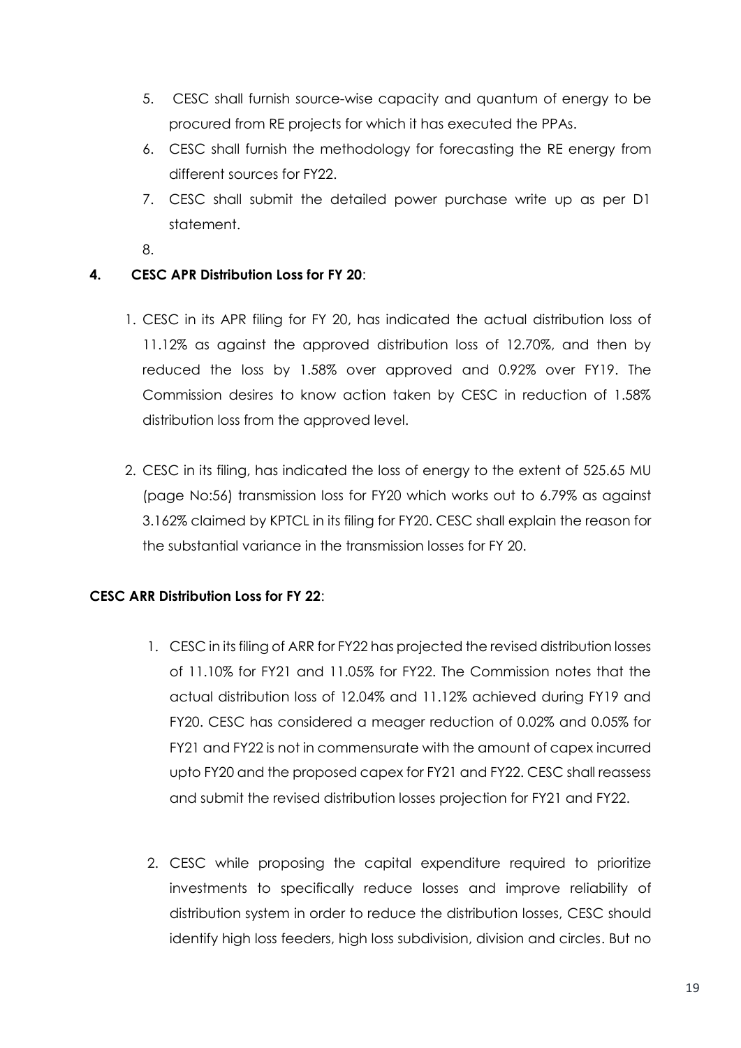5. CESC shall furnish source-wise capacity and quantum of energy to be procured from RE projects for which it has executed the PPAs.
6. CESC shall furnish the methodology for forecasting the RE energy from different sources for FY22.
7. CESC shall submit the detailed power purchase write up as per D1 statement.
8. 

**4. CESC APR Distribution Loss for FY 20**:

1. CESC in its APR filing for FY 20, has indicated the actual distribution loss of 11.12% as against the approved distribution loss of 12.70%, and then by reduced the loss by 1.58% over approved and 0.92% over FY19. The Commission desires to know action taken by CESC in reduction of 1.58% distribution loss from the approved level.

2. CESC in its filing, has indicated the loss of energy to the extent of 525.65 MU (page No:56) transmission loss for FY20 which works out to 6.79% as against 3.162% claimed by KPTCL in its filing for FY20. CESC shall explain the reason for the substantial variance in the transmission losses for FY 20.

**CESC ARR Distribution Loss for FY 22**:

1. CESC in its filing of ARR for FY22 has projected the revised distribution losses of 11.10% for FY21 and 11.05% for FY22. The Commission notes that the actual distribution loss of 12.04% and 11.12% achieved during FY19 and FY20. CESC has considered a meager reduction of 0.02% and 0.05% for FY21 and FY22 is not in commensurate with the amount of capex incurred upto FY20 and the proposed capex for FY21 and FY22. CESC shall reassess and submit the revised distribution losses projection for FY21 and FY22.

2. CESC while proposing the capital expenditure required to prioritize investments to specifically reduce losses and improve reliability of distribution system in order to reduce the distribution losses, CESC should identify high loss feeders, high loss subdivision, division and circles. But no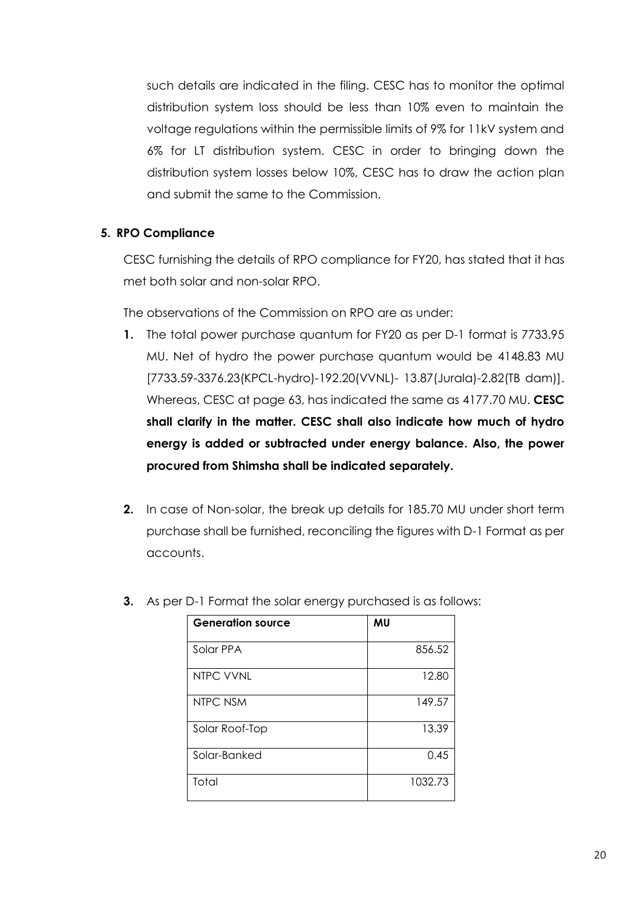such details are indicated in the filing. CESC has to monitor the optimal distribution system loss should be less than 10% even to maintain the voltage regulations within the permissible limits of 9% for 11kV system and 6% for LT distribution system. CESC in order to bringing down the distribution system losses below 10%, CESC has to draw the action plan and submit the same to the Commission.

**5. RPO Compliance**

CESC furnishing the details of RPO compliance for FY20, has stated that it has met both solar and non-solar RPO.

The observations of the Commission on RPO are as under:

1. The total power purchase quantum for FY20 as per D-1 format is 7733.95 MU. Net of hydro the power purchase quantum would be 4148.83 MU [7733.59-3376.23(KPCL-hydro)-192.20(VVNL)- 13.87(Jurala)-2.82(TB dam)]. Whereas, CESC at page 63, has indicated the same as 4177.70 MU. **CESC shall clarify in the matter. CESC shall also indicate how much of hydro energy is added or subtracted under energy balance. Also, the power procured from Shimsha shall be indicated separately.**

2. In case of Non-solar, the break up details for 185.70 MU under short term purchase shall be furnished, reconciling the figures with D-1 Format as per accounts.

3. As per D-1 Format the solar energy purchased is as follows:

| **Generation source** | **MU** |
|---|---|
| Solar PPA | 856.52 |
| NTPC VVNL | 12.80 |
| NTPC NSM | 149.57 |
| Solar Roof-Top | 13.39 |
| Solar-Banked | 0.45 |
| Total | 1032.73 |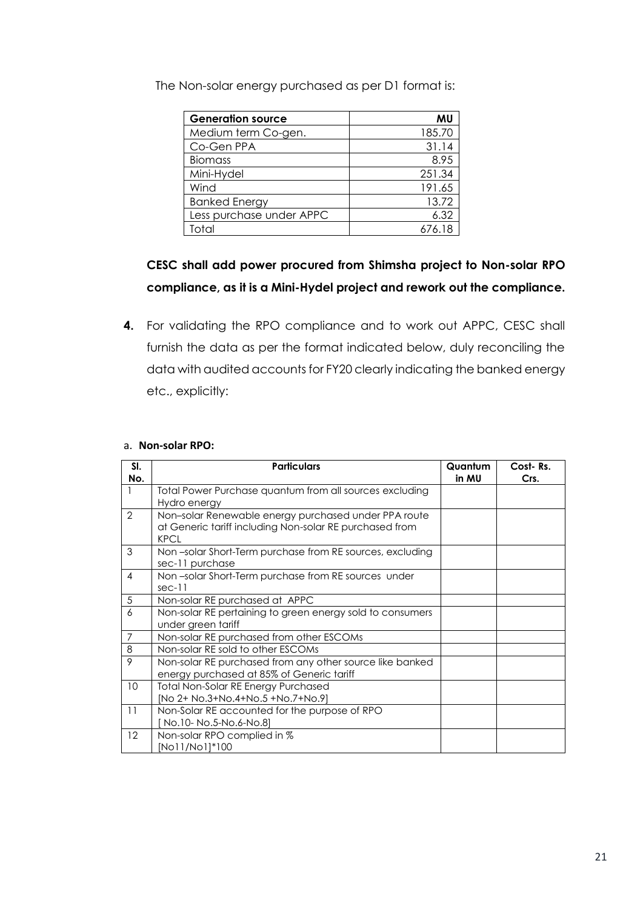The Non-solar energy purchased as per D1 format is:

| Generation source | MU |
|---|---|
| Medium term Co-gen. | 185.70 |
| Co-Gen PPA | 31.14 |
| Biomass | 8.95 |
| Mini-Hydel | 251.34 |
| Wind | 191.65 |
| Banked Energy | 13.72 |
| Less purchase under APPC | 6.32 |
| Total | 676.18 |

**CESC shall add power procured from Shimsha project to Non-solar RPO compliance, as it is a Mini-Hydel project and rework out the compliance.**

**4.** For validating the RPO compliance and to work out APPC, CESC shall furnish the data as per the format indicated below, duly reconciling the data with audited accounts for FY20 clearly indicating the banked energy etc., explicitly:

a. **Non-solar RPO:**

| Sl. No. | Particulars | Quantum in MU | Cost- Rs. Crs. |
|---|---|---|---|
| 1 | Total Power Purchase quantum from all sources excluding Hydro energy | | |
| 2 | Non–solar Renewable energy purchased under PPA route at Generic tariff including Non-solar RE purchased from KPCL | | |
| 3 | Non –solar Short-Term purchase from RE sources, excluding sec-11 purchase | | |
| 4 | Non –solar Short-Term purchase from RE sources under sec-11 | | |
| 5 | Non-solar RE purchased at APPC | | |
| 6 | Non-solar RE pertaining to green energy sold to consumers under green tariff | | |
| 7 | Non-solar RE purchased from other ESCOMs | | |
| 8 | Non-solar RE sold to other ESCOMs | | |
| 9 | Non-solar RE purchased from any other source like banked energy purchased at 85% of Generic tariff | | |
| 10 | Total Non-Solar RE Energy Purchased [No 2+ No.3+No.4+No.5 +No.7+No.9] | | |
| 11 | Non-Solar RE accounted for the purpose of RPO [ No.10- No.5-No.6-No.8] | | |
| 12 | Non-solar RPO complied in % [No11/No1]*100 | | |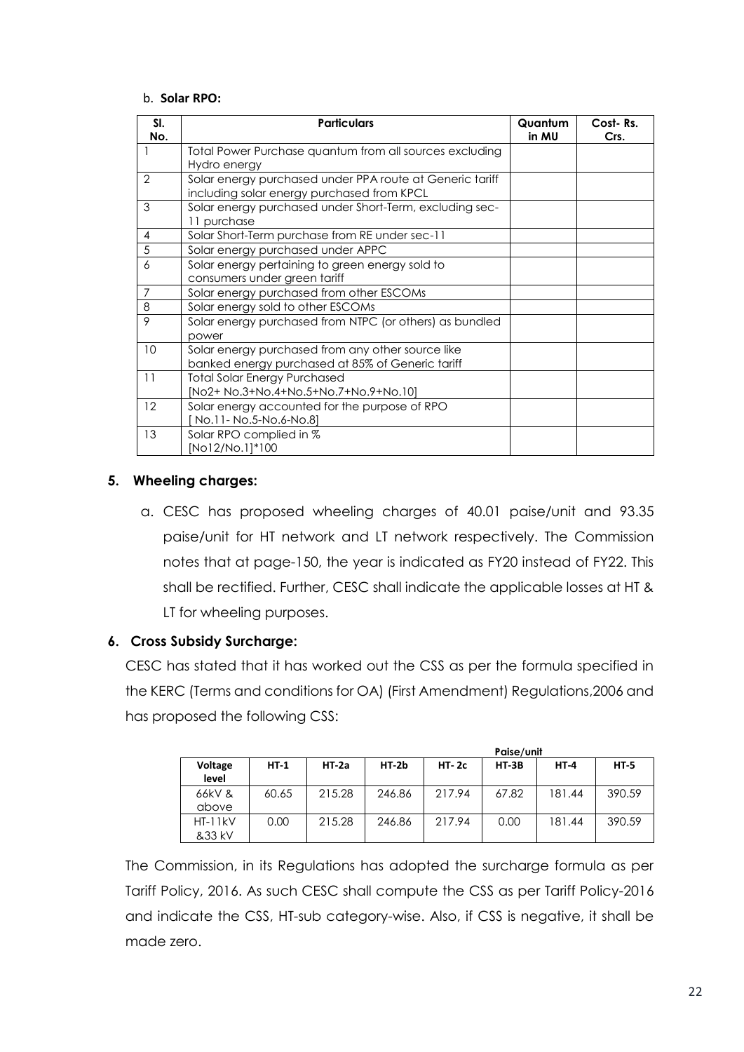b. **Solar RPO:**

| Sl. No. | Particulars | Quantum in MU | Cost- Rs. Crs. |
|---|---|---|---|
| 1 | Total Power Purchase quantum from all sources excluding Hydro energy | | |
| 2 | Solar energy purchased under PPA route at Generic tariff including solar energy purchased from KPCL | | |
| 3 | Solar energy purchased under Short-Term, excluding sec-11 purchase | | |
| 4 | Solar Short-Term purchase from RE under sec-11 | | |
| 5 | Solar energy purchased under APPC | | |
| 6 | Solar energy pertaining to green energy sold to consumers under green tariff | | |
| 7 | Solar energy purchased from other ESCOMs | | |
| 8 | Solar energy sold to other ESCOMs | | |
| 9 | Solar energy purchased from NTPC (or others) as bundled power | | |
| 10 | Solar energy purchased from any other source like banked energy purchased at 85% of Generic tariff | | |
| 11 | Total Solar Energy Purchased [No2+ No.3+No.4+No.5+No.7+No.9+No.10] | | |
| 12 | Solar energy accounted for the purpose of RPO [ No.11- No.5-No.6-No.8] | | |
| 13 | Solar RPO complied in % [No12/No.1]*100 | | |

## 5. Wheeling charges:

a. CESC has proposed wheeling charges of 40.01 paise/unit and 93.35 paise/unit for HT network and LT network respectively. The Commission notes that at page-150, the year is indicated as FY20 instead of FY22. This shall be rectified. Further, CESC shall indicate the applicable losses at HT & LT for wheeling purposes.

## 6. Cross Subsidy Surcharge:

CESC has stated that it has worked out the CSS as per the formula specified in the KERC (Terms and conditions for OA) (First Amendment) Regulations,2006 and has proposed the following CSS:

Paise/unit

| Voltage level | HT-1 | HT-2a | HT-2b | HT- 2c | HT-3B | HT-4 | HT-5 |
|---|---|---|---|---|---|---|---|
| 66kV & above | 60.65 | 215.28 | 246.86 | 217.94 | 67.82 | 181.44 | 390.59 |
| HT-11kV &33 kV | 0.00 | 215.28 | 246.86 | 217.94 | 0.00 | 181.44 | 390.59 |

The Commission, in its Regulations has adopted the surcharge formula as per Tariff Policy, 2016. As such CESC shall compute the CSS as per Tariff Policy-2016 and indicate the CSS, HT-sub category-wise. Also, if CSS is negative, it shall be made zero.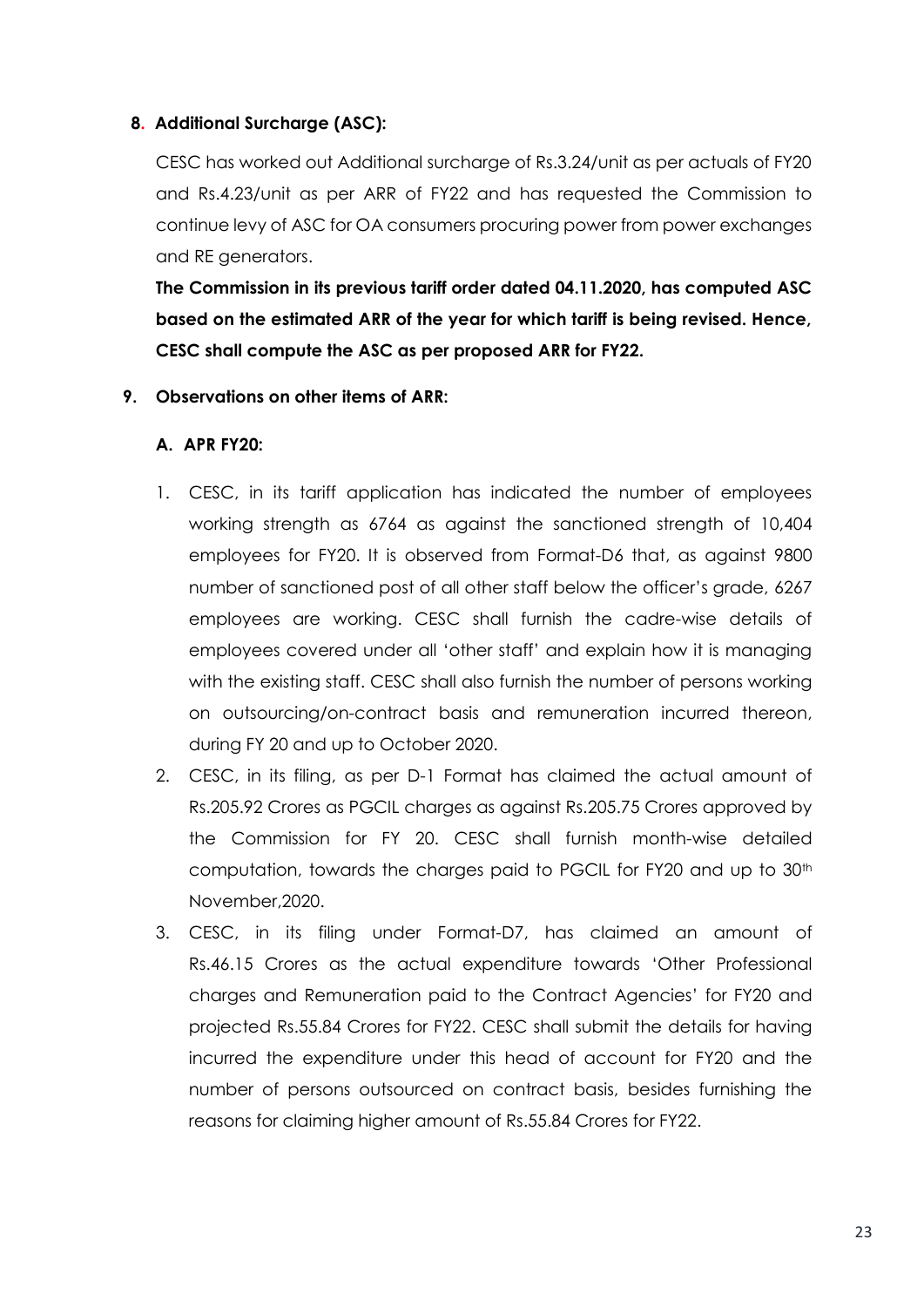**8. Additional Surcharge (ASC):**

CESC has worked out Additional surcharge of Rs.3.24/unit as per actuals of FY20 and Rs.4.23/unit as per ARR of FY22 and has requested the Commission to continue levy of ASC for OA consumers procuring power from power exchanges and RE generators.

**The Commission in its previous tariff order dated 04.11.2020, has computed ASC based on the estimated ARR of the year for which tariff is being revised. Hence, CESC shall compute the ASC as per proposed ARR for FY22.**

**9. Observations on other items of ARR:**

**A. APR FY20:**

1. CESC, in its tariff application has indicated the number of employees working strength as 6764 as against the sanctioned strength of 10,404 employees for FY20. It is observed from Format-D6 that, as against 9800 number of sanctioned post of all other staff below the officer's grade, 6267 employees are working. CESC shall furnish the cadre-wise details of employees covered under all 'other staff' and explain how it is managing with the existing staff. CESC shall also furnish the number of persons working on outsourcing/on-contract basis and remuneration incurred thereon, during FY 20 and up to October 2020.
2. CESC, in its filing, as per D-1 Format has claimed the actual amount of Rs.205.92 Crores as PGCIL charges as against Rs.205.75 Crores approved by the Commission for FY 20. CESC shall furnish month-wise detailed computation, towards the charges paid to PGCIL for FY20 and up to 30th November,2020.
3. CESC, in its filing under Format-D7, has claimed an amount of Rs.46.15 Crores as the actual expenditure towards 'Other Professional charges and Remuneration paid to the Contract Agencies' for FY20 and projected Rs.55.84 Crores for FY22. CESC shall submit the details for having incurred the expenditure under this head of account for FY20 and the number of persons outsourced on contract basis, besides furnishing the reasons for claiming higher amount of Rs.55.84 Crores for FY22.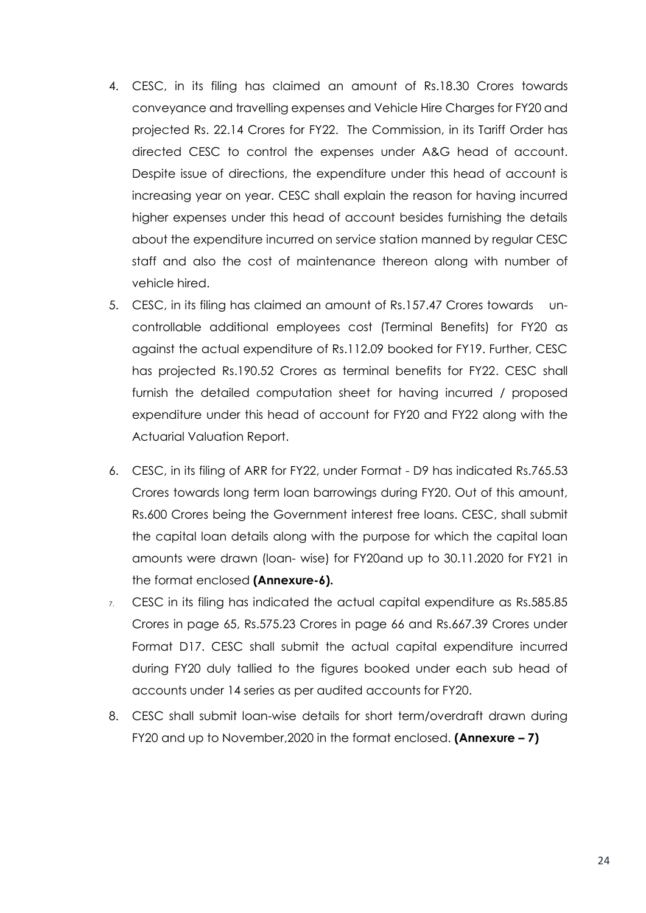4. CESC, in its filing has claimed an amount of Rs.18.30 Crores towards conveyance and travelling expenses and Vehicle Hire Charges for FY20 and projected Rs. 22.14 Crores for FY22. The Commission, in its Tariff Order has directed CESC to control the expenses under A&G head of account. Despite issue of directions, the expenditure under this head of account is increasing year on year. CESC shall explain the reason for having incurred higher expenses under this head of account besides furnishing the details about the expenditure incurred on service station manned by regular CESC staff and also the cost of maintenance thereon along with number of vehicle hired.
5. CESC, in its filing has claimed an amount of Rs.157.47 Crores towards un-controllable additional employees cost (Terminal Benefits) for FY20 as against the actual expenditure of Rs.112.09 booked for FY19. Further, CESC has projected Rs.190.52 Crores as terminal benefits for FY22. CESC shall furnish the detailed computation sheet for having incurred / proposed expenditure under this head of account for FY20 and FY22 along with the Actuarial Valuation Report.
6. CESC, in its filing of ARR for FY22, under Format - D9 has indicated Rs.765.53 Crores towards long term loan barrowings during FY20. Out of this amount, Rs.600 Crores being the Government interest free loans. CESC, shall submit the capital loan details along with the purpose for which the capital loan amounts were drawn (loan- wise) for FY20and up to 30.11.2020 for FY21 in the format enclosed **(Annexure-6).**
7. CESC in its filing has indicated the actual capital expenditure as Rs.585.85 Crores in page 65, Rs.575.23 Crores in page 66 and Rs.667.39 Crores under Format D17. CESC shall submit the actual capital expenditure incurred during FY20 duly tallied to the figures booked under each sub head of accounts under 14 series as per audited accounts for FY20.
8. CESC shall submit loan-wise details for short term/overdraft drawn during FY20 and up to November,2020 in the format enclosed. **(Annexure – 7)**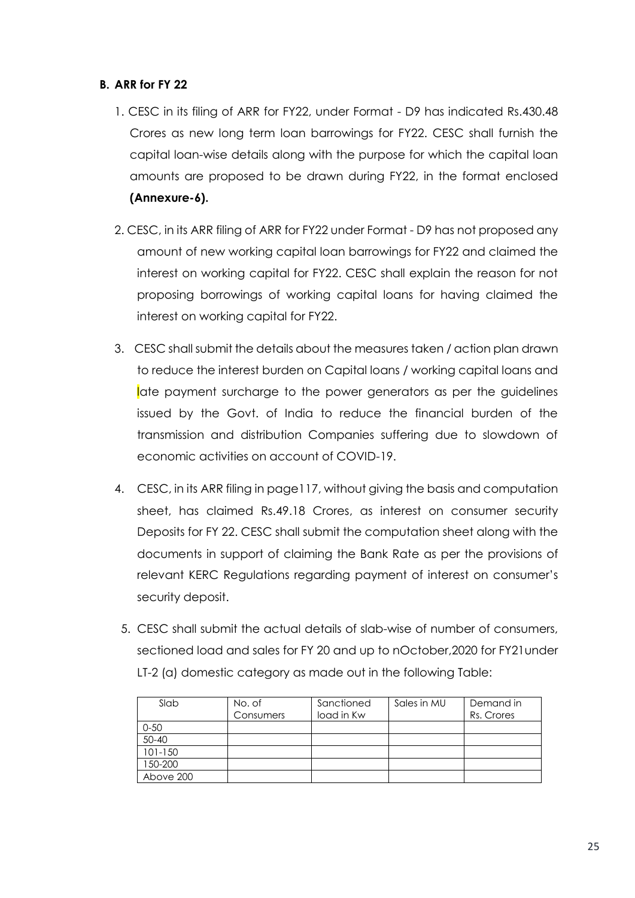**B. ARR for FY 22**

1. CESC in its filing of ARR for FY22, under Format - D9 has indicated Rs.430.48 Crores as new long term loan barrowings for FY22. CESC shall furnish the capital loan-wise details along with the purpose for which the capital loan amounts are proposed to be drawn during FY22, in the format enclosed **(Annexure-6).**

2. CESC, in its ARR filing of ARR for FY22 under Format - D9 has not proposed any amount of new working capital loan barrowings for FY22 and claimed the interest on working capital for FY22. CESC shall explain the reason for not proposing borrowings of working capital loans for having claimed the interest on working capital for FY22.

3. CESC shall submit the details about the measures taken / action plan drawn to reduce the interest burden on Capital loans / working capital loans and late payment surcharge to the power generators as per the guidelines issued by the Govt. of India to reduce the financial burden of the transmission and distribution Companies suffering due to slowdown of economic activities on account of COVID-19.

4. CESC, in its ARR filing in page117, without giving the basis and computation sheet, has claimed Rs.49.18 Crores, as interest on consumer security Deposits for FY 22. CESC shall submit the computation sheet along with the documents in support of claiming the Bank Rate as per the provisions of relevant KERC Regulations regarding payment of interest on consumer's security deposit.

5. CESC shall submit the actual details of slab-wise of number of consumers, sectioned load and sales for FY 20 and up to nOctober,2020 for FY21under LT-2 (a) domestic category as made out in the following Table:

| Slab | No. of Consumers | Sanctioned load in Kw | Sales in MU | Demand in Rs. Crores |
|---|---|---|---|---|
| 0-50 | | | | |
| 50-40 | | | | |
| 101-150 | | | | |
| 150-200 | | | | |
| Above 200 | | | | |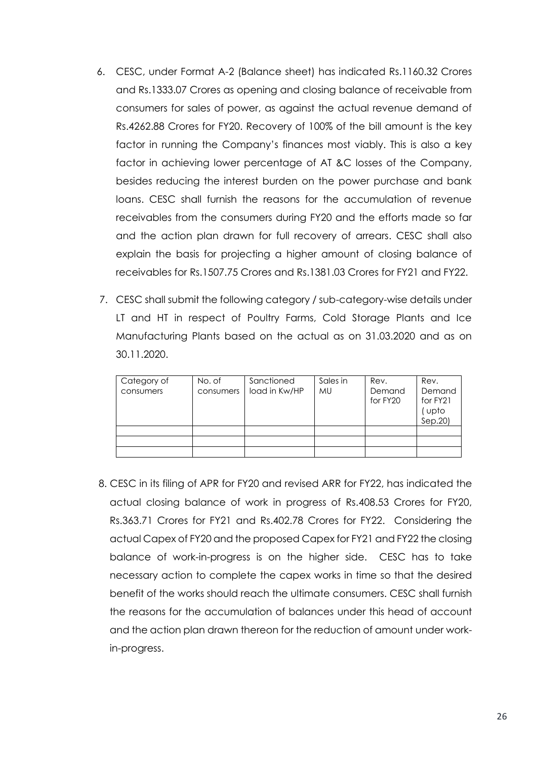6. CESC, under Format A-2 (Balance sheet) has indicated Rs.1160.32 Crores and Rs.1333.07 Crores as opening and closing balance of receivable from consumers for sales of power, as against the actual revenue demand of Rs.4262.88 Crores for FY20. Recovery of 100% of the bill amount is the key factor in running the Company's finances most viably. This is also a key factor in achieving lower percentage of AT &C losses of the Company, besides reducing the interest burden on the power purchase and bank loans. CESC shall furnish the reasons for the accumulation of revenue receivables from the consumers during FY20 and the efforts made so far and the action plan drawn for full recovery of arrears. CESC shall also explain the basis for projecting a higher amount of closing balance of receivables for Rs.1507.75 Crores and Rs.1381.03 Crores for FY21 and FY22.

7. CESC shall submit the following category / sub-category-wise details under LT and HT in respect of Poultry Farms, Cold Storage Plants and Ice Manufacturing Plants based on the actual as on 31.03.2020 and as on 30.11.2020.

| Category of consumers | No. of consumers | Sanctioned load in Kw/HP | Sales in MU | Rev. Demand for FY20 | Rev. Demand for FY21 ( upto Sep.20) |
|---|---|---|---|---|---|
| | | | | | |
| | | | | | |
| | | | | | |

8. CESC in its filing of APR for FY20 and revised ARR for FY22, has indicated the actual closing balance of work in progress of Rs.408.53 Crores for FY20, Rs.363.71 Crores for FY21 and Rs.402.78 Crores for FY22. Considering the actual Capex of FY20 and the proposed Capex for FY21 and FY22 the closing balance of work-in-progress is on the higher side. CESC has to take necessary action to complete the capex works in time so that the desired benefit of the works should reach the ultimate consumers. CESC shall furnish the reasons for the accumulation of balances under this head of account and the action plan drawn thereon for the reduction of amount under work-in-progress.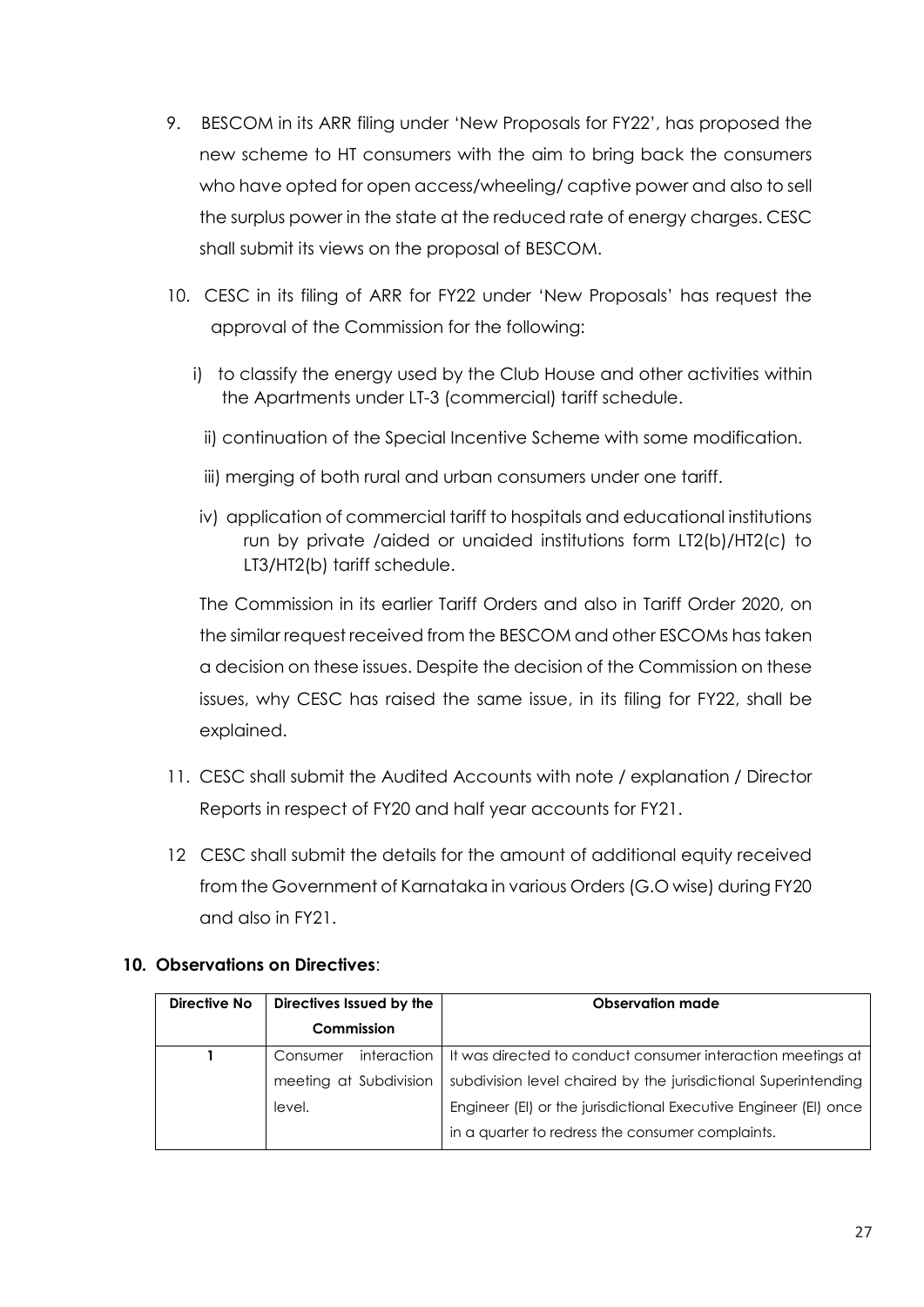9. BESCOM in its ARR filing under 'New Proposals for FY22', has proposed the new scheme to HT consumers with the aim to bring back the consumers who have opted for open access/wheeling/ captive power and also to sell the surplus power in the state at the reduced rate of energy charges. CESC shall submit its views on the proposal of BESCOM.

10. CESC in its filing of ARR for FY22 under 'New Proposals' has request the approval of the Commission for the following:

    i) to classify the energy used by the Club House and other activities within the Apartments under LT-3 (commercial) tariff schedule.

    ii) continuation of the Special Incentive Scheme with some modification.

    iii) merging of both rural and urban consumers under one tariff.

    iv) application of commercial tariff to hospitals and educational institutions run by private /aided or unaided institutions form LT2(b)/HT2(c) to LT3/HT2(b) tariff schedule.

    The Commission in its earlier Tariff Orders and also in Tariff Order 2020, on the similar request received from the BESCOM and other ESCOMs has taken a decision on these issues. Despite the decision of the Commission on these issues, why CESC has raised the same issue, in its filing for FY22, shall be explained.

11. CESC shall submit the Audited Accounts with note / explanation / Director Reports in respect of FY20 and half year accounts for FY21.

12 CESC shall submit the details for the amount of additional equity received from the Government of Karnataka in various Orders (G.O wise) during FY20 and also in FY21.

## 10. Observations on Directives:

| Directive No | Directives Issued by the Commission | Observation made |
|---|---|---|
| 1 | Consumer interaction meeting at Subdivision level. | It was directed to conduct consumer interaction meetings at subdivision level chaired by the jurisdictional Superintending Engineer (El) or the jurisdictional Executive Engineer (El) once in a quarter to redress the consumer complaints. |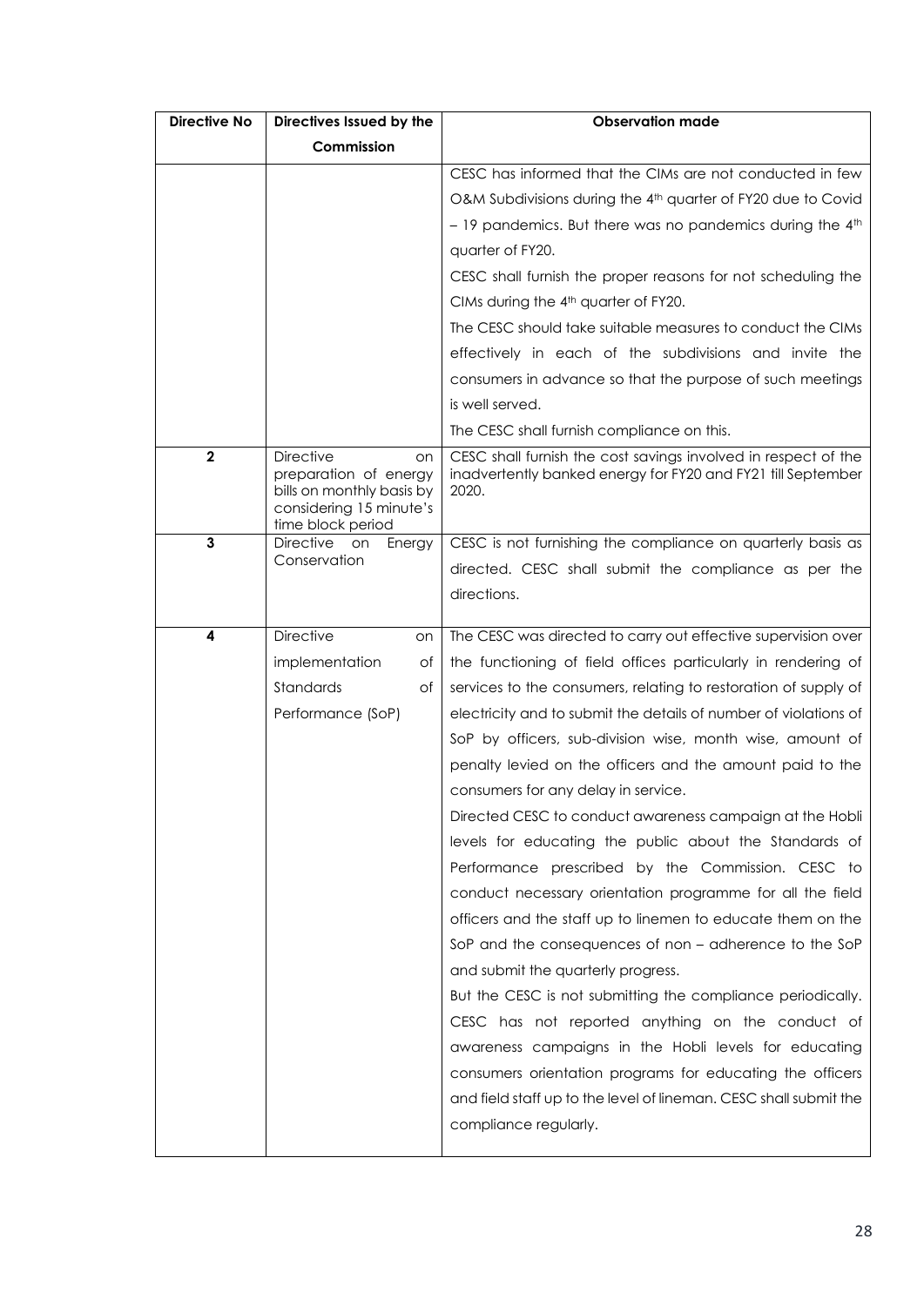| Directive No | Directives Issued by the Commission | Observation made |
|---|---|---|
| | | CESC has informed that the CIMs are not conducted in few O&M Subdivisions during the 4th quarter of FY20 due to Covid – 19 pandemics. But there was no pandemics during the 4th quarter of FY20.<br>CESC shall furnish the proper reasons for not scheduling the CIMs during the 4th quarter of FY20.<br>The CESC should take suitable measures to conduct the CIMs effectively in each of the subdivisions and invite the consumers in advance so that the purpose of such meetings is well served.<br>The CESC shall furnish compliance on this. |
| **2** | Directive on preparation of energy bills on monthly basis by considering 15 minute's time block period | CESC shall furnish the cost savings involved in respect of the inadvertently banked energy for FY20 and FY21 till September 2020. |
| **3** | Directive on Energy Conservation | CESC is not furnishing the compliance on quarterly basis as directed. CESC shall submit the compliance as per the directions. |
| **4** | Directive on implementation of Standards of Performance (SoP) | The CESC was directed to carry out effective supervision over the functioning of field offices particularly in rendering of services to the consumers, relating to restoration of supply of electricity and to submit the details of number of violations of SoP by officers, sub-division wise, month wise, amount of penalty levied on the officers and the amount paid to the consumers for any delay in service.<br>Directed CESC to conduct awareness campaign at the Hobli levels for educating the public about the Standards of Performance prescribed by the Commission. CESC to conduct necessary orientation programme for all the field officers and the staff up to linemen to educate them on the SoP and the consequences of non – adherence to the SoP and submit the quarterly progress.<br>But the CESC is not submitting the compliance periodically. CESC has not reported anything on the conduct of awareness campaigns in the Hobli levels for educating consumers orientation programs for educating the officers and field staff up to the level of lineman. CESC shall submit the compliance regularly. |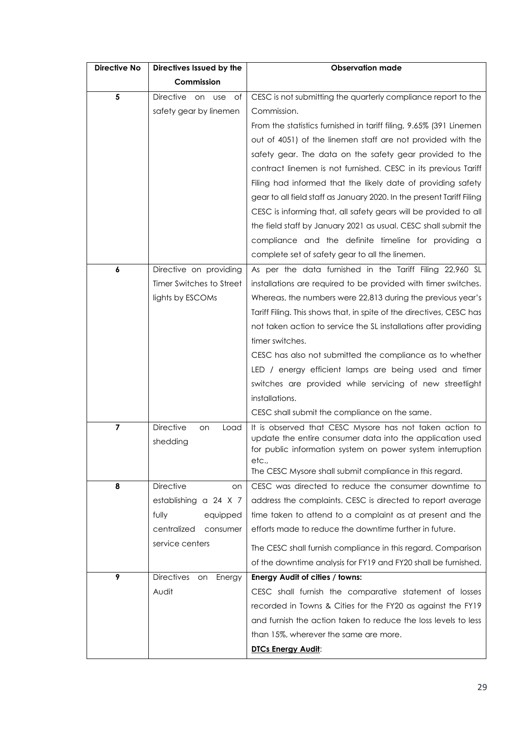| Directive No | Directives Issued by the Commission | Observation made |
|---|---|---|
| 5 | Directive on use of safety gear by linemen | CESC is not submitting the quarterly compliance report to the Commission.<br>From the statistics furnished in tariff filing, 9.65% (391 Linemen out of 4051) of the linemen staff are not provided with the safety gear. The data on the safety gear provided to the contract linemen is not furnished. CESC in its previous Tariff Filing had informed that the likely date of providing safety gear to all field staff as January 2020. In the present Tariff Filing CESC is informing that, all safety gears will be provided to all the field staff by January 2021 as usual. CESC shall submit the compliance and the definite timeline for providing a complete set of safety gear to all the linemen. |
| 6 | Directive on providing Timer Switches to Street lights by ESCOMs | As per the data furnished in the Tariff Filing 22,960 SL installations are required to be provided with timer switches. Whereas, the numbers were 22,813 during the previous year's Tariff Filing. This shows that, in spite of the directives, CESC has not taken action to service the SL installations after providing timer switches.<br>CESC has also not submitted the compliance as to whether LED / energy efficient lamps are being used and timer switches are provided while servicing of new streetlight installations.<br>CESC shall submit the compliance on the same. |
| 7 | Directive on Load shedding | It is observed that CESC Mysore has not taken action to update the entire consumer data into the application used for public information system on power system interruption etc.,<br>The CESC Mysore shall submit compliance in this regard. |
| 8 | Directive on establishing a 24 X 7 fully equipped centralized consumer service centers | CESC was directed to reduce the consumer downtime to address the complaints. CESC is directed to report average time taken to attend to a complaint as at present and the efforts made to reduce the downtime further in future.<br>The CESC shall furnish compliance in this regard. Comparison of the downtime analysis for FY19 and FY20 shall be furnished. |
| 9 | Directives on Energy Audit | **Energy Audit of cities / towns:**<br>CESC shall furnish the comparative statement of losses recorded in Towns & Cities for the FY20 as against the FY19 and furnish the action taken to reduce the loss levels to less than 15%, wherever the same are more.<br>**<u>DTCs Energy Audit</u>:** |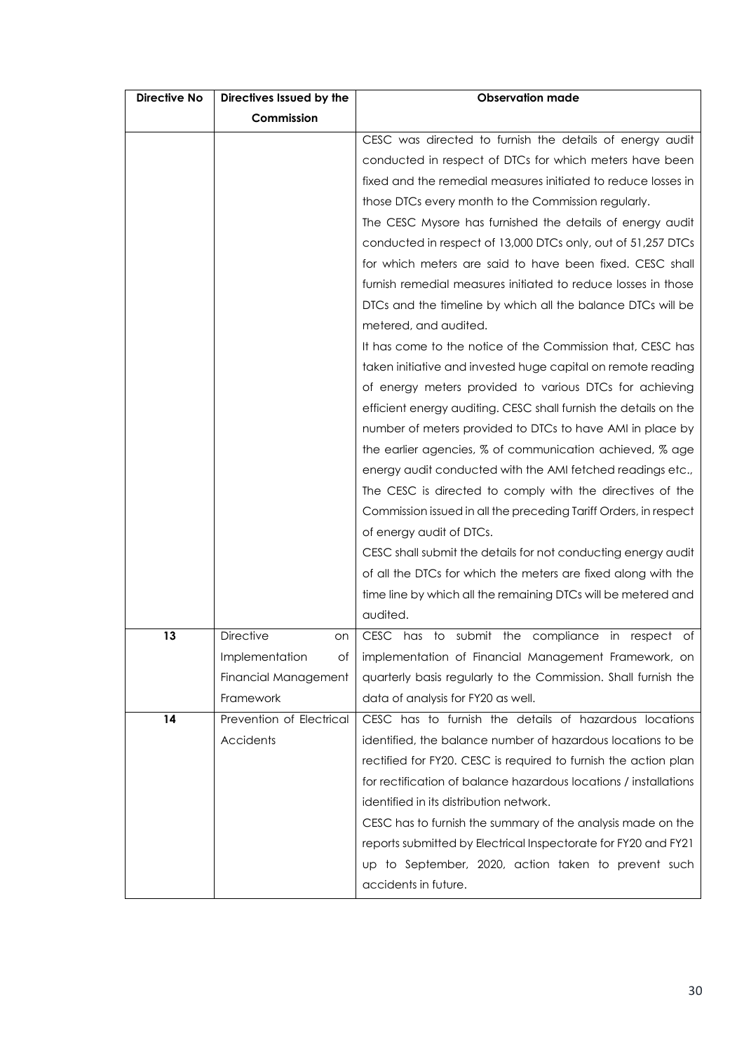| Directive No | Directives Issued by the Commission | Observation made |
|---|---|---|
| | | CESC was directed to furnish the details of energy audit conducted in respect of DTCs for which meters have been fixed and the remedial measures initiated to reduce losses in those DTCs every month to the Commission regularly.<br>The CESC Mysore has furnished the details of energy audit conducted in respect of 13,000 DTCs only, out of 51,257 DTCs for which meters are said to have been fixed. CESC shall furnish remedial measures initiated to reduce losses in those DTCs and the timeline by which all the balance DTCs will be metered, and audited.<br>It has come to the notice of the Commission that, CESC has taken initiative and invested huge capital on remote reading of energy meters provided to various DTCs for achieving efficient energy auditing. CESC shall furnish the details on the number of meters provided to DTCs to have AMI in place by the earlier agencies, % of communication achieved, % age energy audit conducted with the AMI fetched readings etc.,<br>The CESC is directed to comply with the directives of the Commission issued in all the preceding Tariff Orders, in respect of energy audit of DTCs.<br>CESC shall submit the details for not conducting energy audit of all the DTCs for which the meters are fixed along with the time line by which all the remaining DTCs will be metered and audited. |
| **13** | Directive on Implementation of Financial Management Framework | CESC has to submit the compliance in respect of implementation of Financial Management Framework, on quarterly basis regularly to the Commission. Shall furnish the data of analysis for FY20 as well. |
| **14** | Prevention of Electrical Accidents | CESC has to furnish the details of hazardous locations identified, the balance number of hazardous locations to be rectified for FY20. CESC is required to furnish the action plan for rectification of balance hazardous locations / installations identified in its distribution network.<br>CESC has to furnish the summary of the analysis made on the reports submitted by Electrical Inspectorate for FY20 and FY21 up to September, 2020, action taken to prevent such accidents in future. |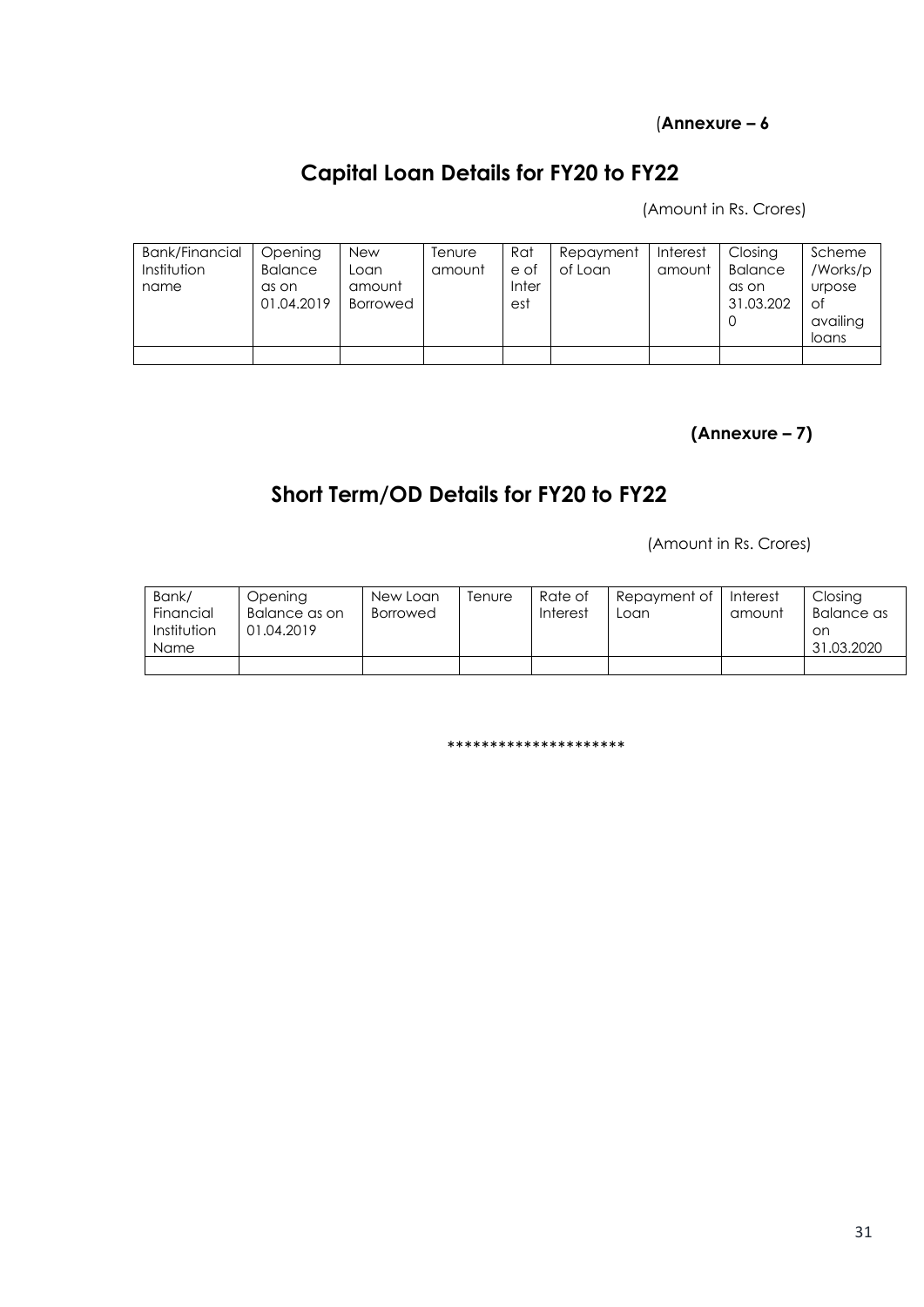(**Annexure – 6**

## Capital Loan Details for FY20 to FY22

(Amount in Rs. Crores)

| Bank/Financial Institution name | Opening Balance as on 01.04.2019 | New Loan amount Borrowed | Tenure amount | Rate of Interest | Repayment of Loan | Interest amount | Closing Balance as on 31.03.2020 | Scheme /Works/purpose of availing loans |
|---|---|---|---|---|---|---|---|---|
| | | | | | | | | |

**(Annexure – 7)**

## Short Term/OD Details for FY20 to FY22

(Amount in Rs. Crores)

| Bank/ Financial Institution Name | Opening Balance as on 01.04.2019 | New Loan Borrowed | Tenure | Rate of Interest | Repayment of Loan | Interest amount | Closing Balance as on 31.03.2020 |
|---|---|---|---|---|---|---|---|
| | | | | | | | |

*********************